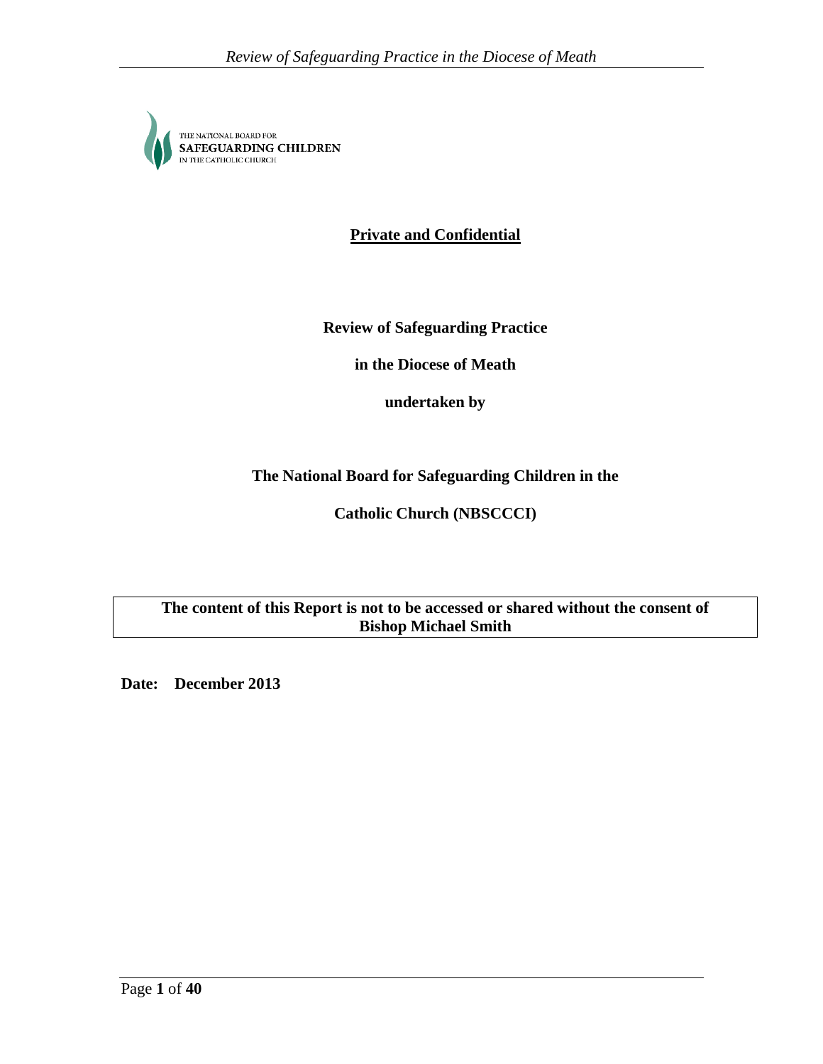THE NATIONAL BOARD FOR
**SAFEGUARDING CHILDREN**
IN THE CATHOLIC CHURCH

**Private and Confidential**

**Review of Safeguarding Practice**

**in the Diocese of Meath**

**undertaken by**

**The National Board for Safeguarding Children in the**

**Catholic Church (NBSCCCI)**

**The content of this Report is not to be accessed or shared without the consent of Bishop Michael Smith**

**Date: December 2013**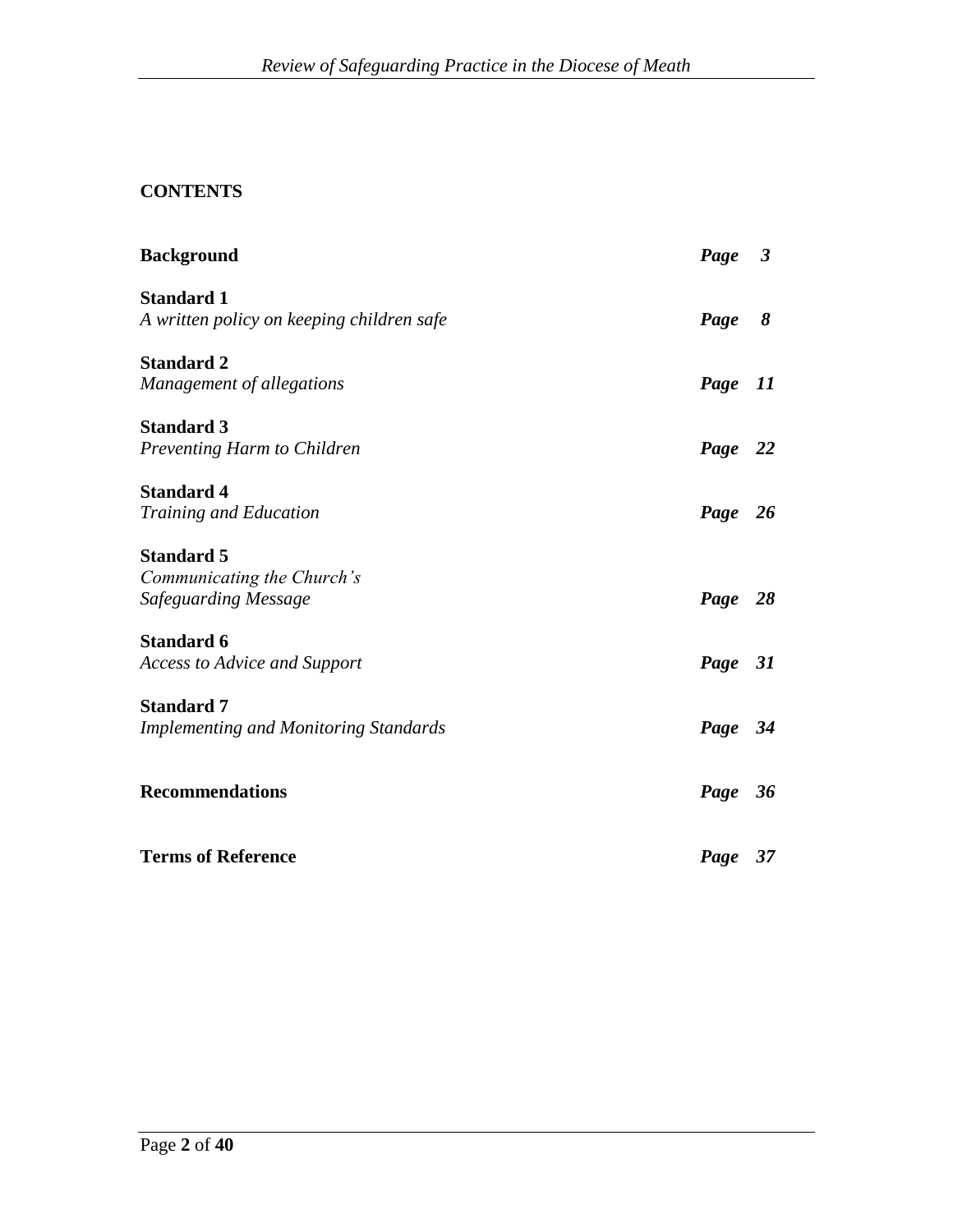**CONTENTS**

| | |
|---|---|
| **Background** | ***Page 3*** |
| **Standard 1**<br>*A written policy on keeping children safe* | ***Page 8*** |
| **Standard 2**<br>*Management of allegations* | ***Page 11*** |
| **Standard 3**<br>*Preventing Harm to Children* | ***Page 22*** |
| **Standard 4**<br>*Training and Education* | ***Page 26*** |
| **Standard 5**<br>*Communicating the Church's Safeguarding Message* | ***Page 28*** |
| **Standard 6**<br>*Access to Advice and Support* | ***Page 31*** |
| **Standard 7**<br>*Implementing and Monitoring Standards* | ***Page 34*** |
| **Recommendations** | ***Page 36*** |
| **Terms of Reference** | ***Page 37*** |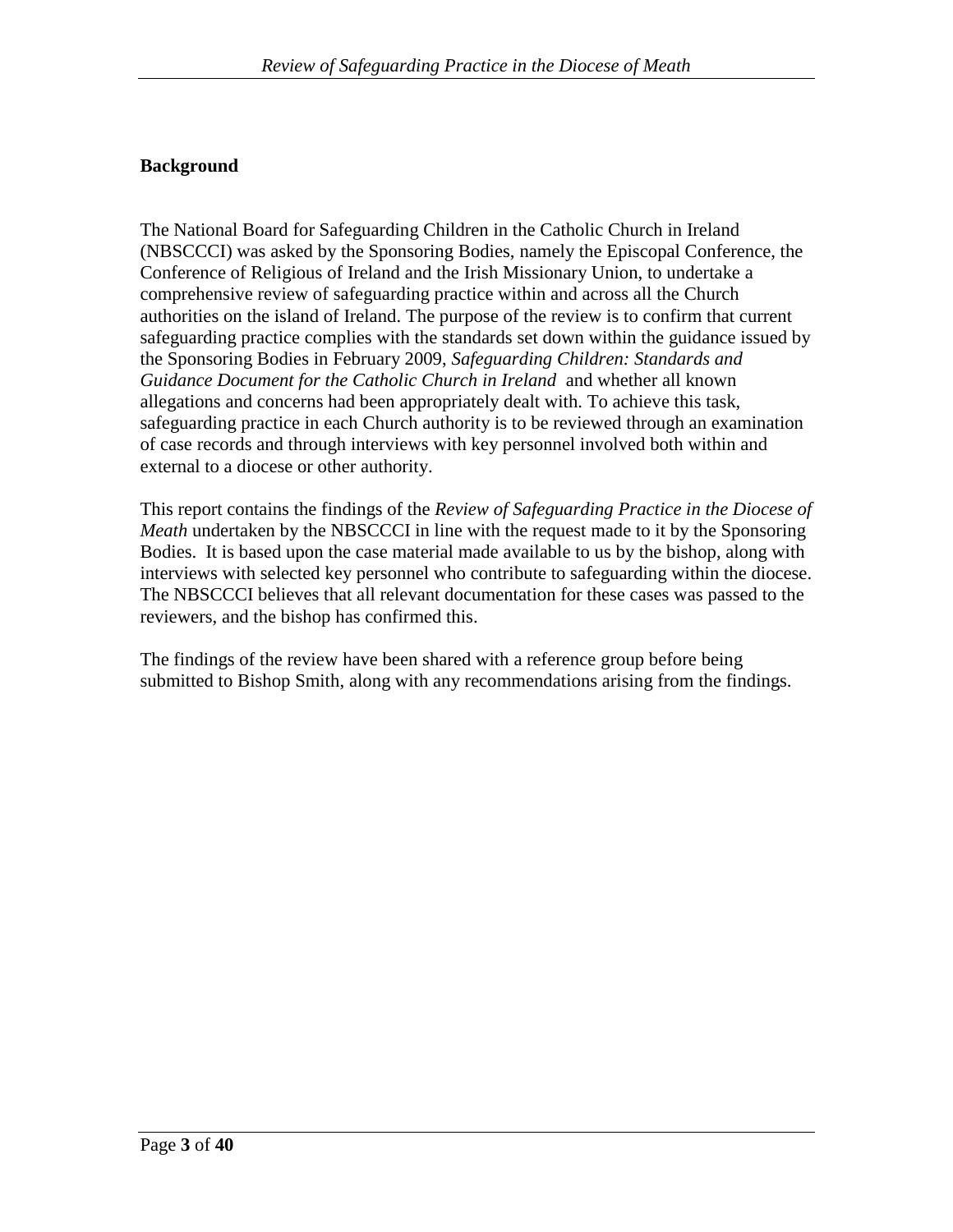## Background

The National Board for Safeguarding Children in the Catholic Church in Ireland (NBSCCCI) was asked by the Sponsoring Bodies, namely the Episcopal Conference, the Conference of Religious of Ireland and the Irish Missionary Union, to undertake a comprehensive review of safeguarding practice within and across all the Church authorities on the island of Ireland. The purpose of the review is to confirm that current safeguarding practice complies with the standards set down within the guidance issued by the Sponsoring Bodies in February 2009, *Safeguarding Children: Standards and Guidance Document for the Catholic Church in Ireland* and whether all known allegations and concerns had been appropriately dealt with. To achieve this task, safeguarding practice in each Church authority is to be reviewed through an examination of case records and through interviews with key personnel involved both within and external to a diocese or other authority.

This report contains the findings of the *Review of Safeguarding Practice in the Diocese of Meath* undertaken by the NBSCCCI in line with the request made to it by the Sponsoring Bodies. It is based upon the case material made available to us by the bishop, along with interviews with selected key personnel who contribute to safeguarding within the diocese. The NBSCCCI believes that all relevant documentation for these cases was passed to the reviewers, and the bishop has confirmed this.

The findings of the review have been shared with a reference group before being submitted to Bishop Smith, along with any recommendations arising from the findings.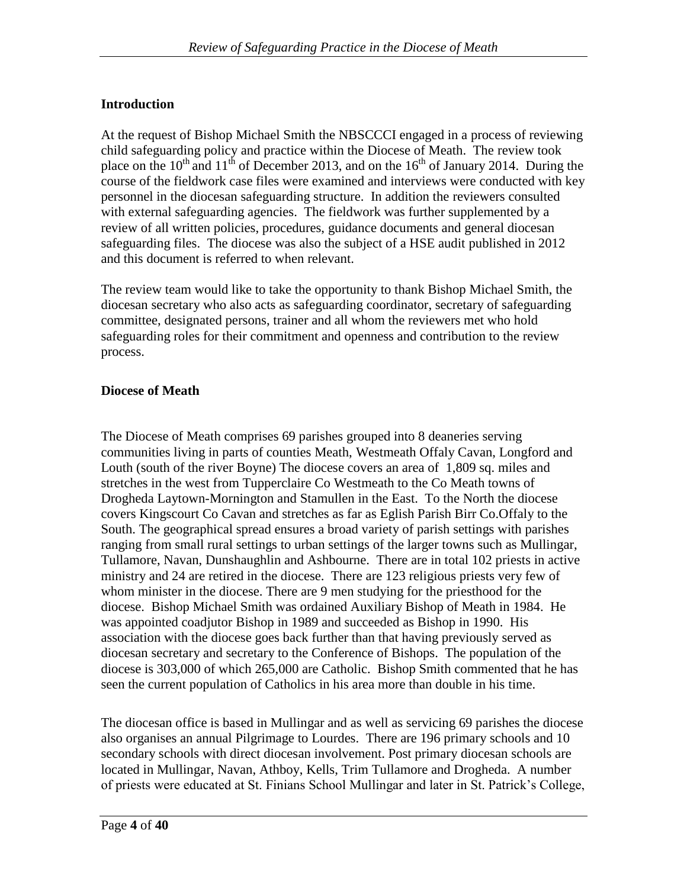## Introduction

At the request of Bishop Michael Smith the NBSCCCI engaged in a process of reviewing child safeguarding policy and practice within the Diocese of Meath. The review took place on the 10th and 11th of December 2013, and on the 16th of January 2014. During the course of the fieldwork case files were examined and interviews were conducted with key personnel in the diocesan safeguarding structure. In addition the reviewers consulted with external safeguarding agencies. The fieldwork was further supplemented by a review of all written policies, procedures, guidance documents and general diocesan safeguarding files. The diocese was also the subject of a HSE audit published in 2012 and this document is referred to when relevant.

The review team would like to take the opportunity to thank Bishop Michael Smith, the diocesan secretary who also acts as safeguarding coordinator, secretary of safeguarding committee, designated persons, trainer and all whom the reviewers met who hold safeguarding roles for their commitment and openness and contribution to the review process.

## Diocese of Meath

The Diocese of Meath comprises 69 parishes grouped into 8 deaneries serving communities living in parts of counties Meath, Westmeath Offaly Cavan, Longford and Louth (south of the river Boyne) The diocese covers an area of 1,809 sq. miles and stretches in the west from Tupperclaire Co Westmeath to the Co Meath towns of Drogheda Laytown-Mornington and Stamullen in the East. To the North the diocese covers Kingscourt Co Cavan and stretches as far as Eglish Parish Birr Co.Offaly to the South. The geographical spread ensures a broad variety of parish settings with parishes ranging from small rural settings to urban settings of the larger towns such as Mullingar, Tullamore, Navan, Dunshaughlin and Ashbourne. There are in total 102 priests in active ministry and 24 are retired in the diocese. There are 123 religious priests very few of whom minister in the diocese. There are 9 men studying for the priesthood for the diocese. Bishop Michael Smith was ordained Auxiliary Bishop of Meath in 1984. He was appointed coadjutor Bishop in 1989 and succeeded as Bishop in 1990. His association with the diocese goes back further than that having previously served as diocesan secretary and secretary to the Conference of Bishops. The population of the diocese is 303,000 of which 265,000 are Catholic. Bishop Smith commented that he has seen the current population of Catholics in his area more than double in his time.

The diocesan office is based in Mullingar and as well as servicing 69 parishes the diocese also organises an annual Pilgrimage to Lourdes. There are 196 primary schools and 10 secondary schools with direct diocesan involvement. Post primary diocesan schools are located in Mullingar, Navan, Athboy, Kells, Trim Tullamore and Drogheda. A number of priests were educated at St. Finians School Mullingar and later in St. Patrick's College,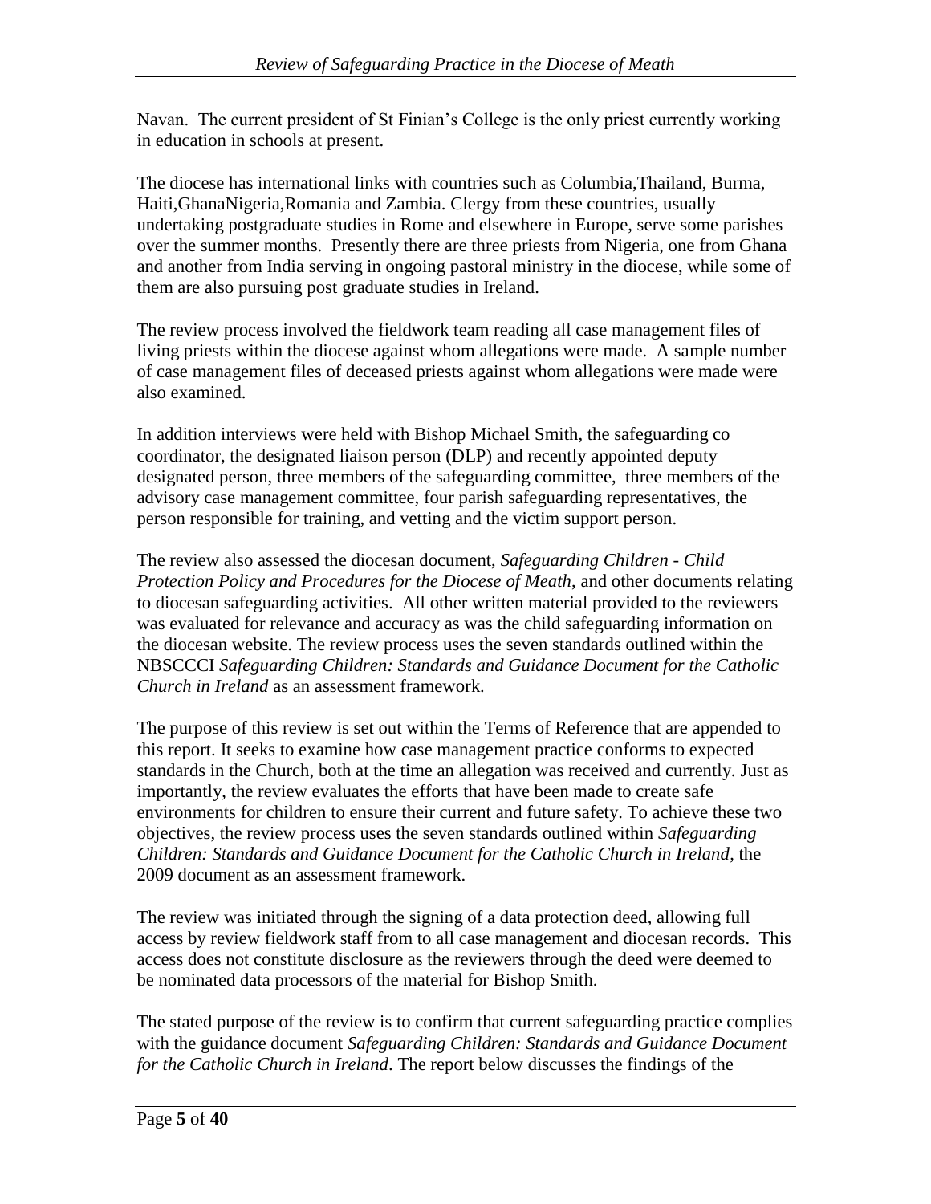Navan. The current president of St Finian's College is the only priest currently working in education in schools at present.

The diocese has international links with countries such as Columbia,Thailand, Burma, Haiti,GhanaNigeria,Romania and Zambia. Clergy from these countries, usually undertaking postgraduate studies in Rome and elsewhere in Europe, serve some parishes over the summer months. Presently there are three priests from Nigeria, one from Ghana and another from India serving in ongoing pastoral ministry in the diocese, while some of them are also pursuing post graduate studies in Ireland.

The review process involved the fieldwork team reading all case management files of living priests within the diocese against whom allegations were made. A sample number of case management files of deceased priests against whom allegations were made were also examined.

In addition interviews were held with Bishop Michael Smith, the safeguarding co coordinator, the designated liaison person (DLP) and recently appointed deputy designated person, three members of the safeguarding committee, three members of the advisory case management committee, four parish safeguarding representatives, the person responsible for training, and vetting and the victim support person.

The review also assessed the diocesan document, *Safeguarding Children - Child Protection Policy and Procedures for the Diocese of Meath*, and other documents relating to diocesan safeguarding activities. All other written material provided to the reviewers was evaluated for relevance and accuracy as was the child safeguarding information on the diocesan website. The review process uses the seven standards outlined within the NBSCCCI *Safeguarding Children: Standards and Guidance Document for the Catholic Church in Ireland* as an assessment framework.

The purpose of this review is set out within the Terms of Reference that are appended to this report. It seeks to examine how case management practice conforms to expected standards in the Church, both at the time an allegation was received and currently. Just as importantly, the review evaluates the efforts that have been made to create safe environments for children to ensure their current and future safety. To achieve these two objectives, the review process uses the seven standards outlined within *Safeguarding Children: Standards and Guidance Document for the Catholic Church in Ireland*, the 2009 document as an assessment framework.

The review was initiated through the signing of a data protection deed, allowing full access by review fieldwork staff from to all case management and diocesan records. This access does not constitute disclosure as the reviewers through the deed were deemed to be nominated data processors of the material for Bishop Smith.

The stated purpose of the review is to confirm that current safeguarding practice complies with the guidance document *Safeguarding Children: Standards and Guidance Document for the Catholic Church in Ireland*. The report below discusses the findings of the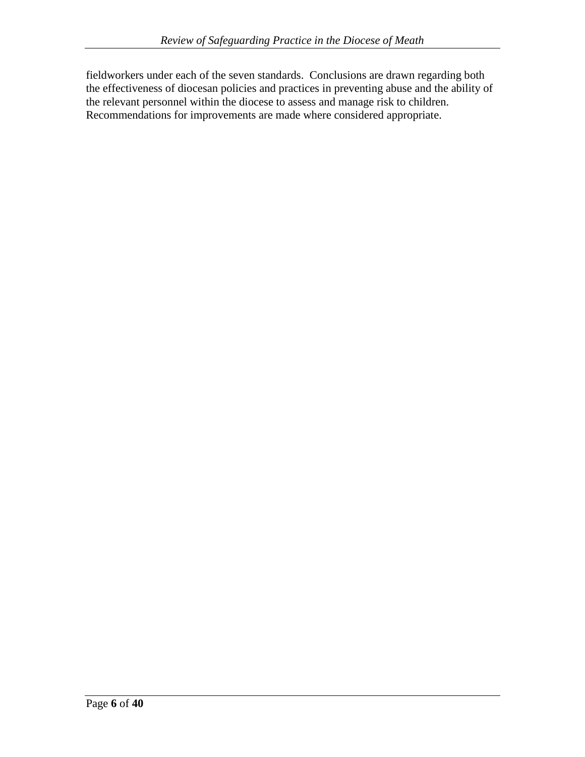fieldworkers under each of the seven standards. Conclusions are drawn regarding both the effectiveness of diocesan policies and practices in preventing abuse and the ability of the relevant personnel within the diocese to assess and manage risk to children. Recommendations for improvements are made where considered appropriate.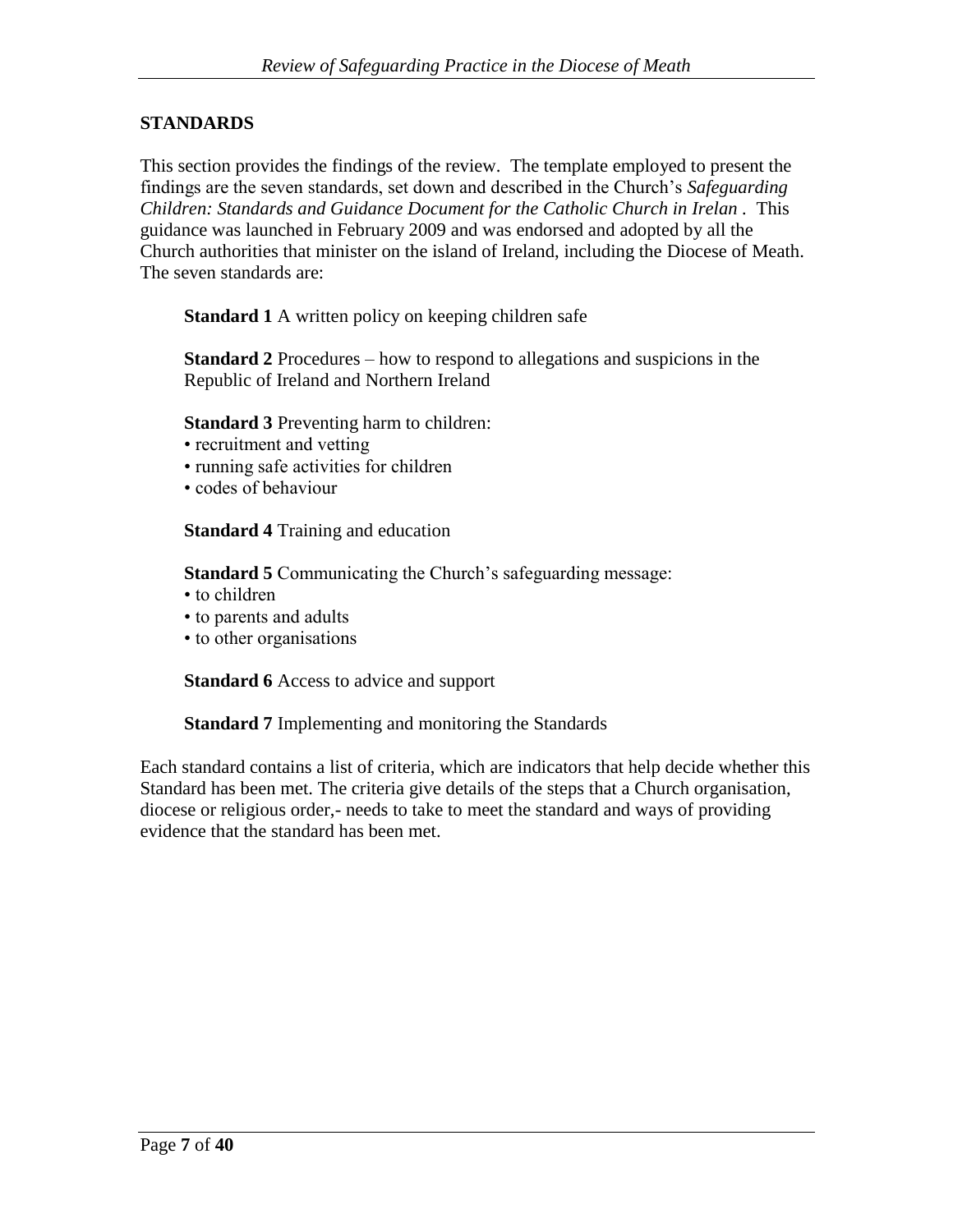## STANDARDS

This section provides the findings of the review. The template employed to present the findings are the seven standards, set down and described in the Church's *Safeguarding Children: Standards and Guidance Document for the Catholic Church in Irelan* . This guidance was launched in February 2009 and was endorsed and adopted by all the Church authorities that minister on the island of Ireland, including the Diocese of Meath. The seven standards are:

**Standard 1** A written policy on keeping children safe

**Standard 2** Procedures – how to respond to allegations and suspicions in the Republic of Ireland and Northern Ireland

**Standard 3** Preventing harm to children:

- recruitment and vetting
- running safe activities for children
- codes of behaviour

**Standard 4** Training and education

**Standard 5** Communicating the Church's safeguarding message:

- to children
- to parents and adults
- to other organisations

**Standard 6** Access to advice and support

**Standard 7** Implementing and monitoring the Standards

Each standard contains a list of criteria, which are indicators that help decide whether this Standard has been met. The criteria give details of the steps that a Church organisation, diocese or religious order,- needs to take to meet the standard and ways of providing evidence that the standard has been met.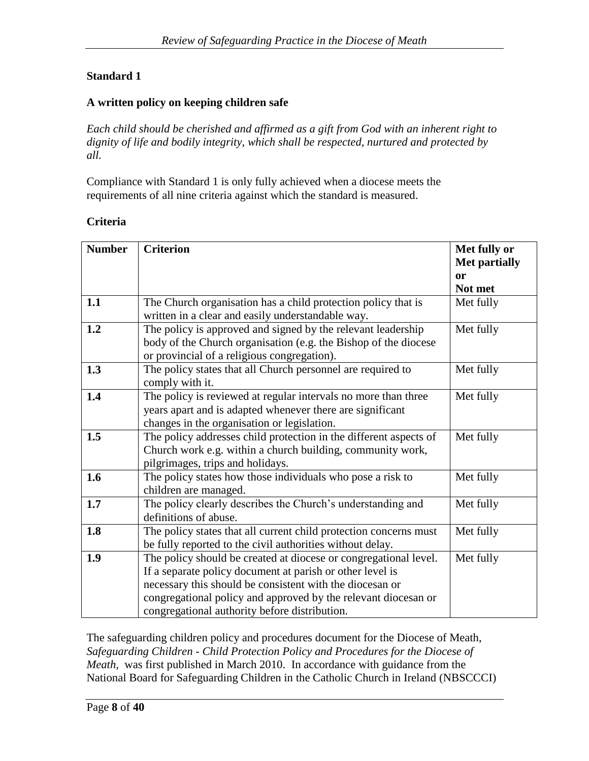**Standard 1**

**A written policy on keeping children safe**

*Each child should be cherished and affirmed as a gift from God with an inherent right to dignity of life and bodily integrity, which shall be respected, nurtured and protected by all.*

Compliance with Standard 1 is only fully achieved when a diocese meets the requirements of all nine criteria against which the standard is measured.

**Criteria**

| Number | Criterion | Met fully or Met partially or Not met |
|---|---|---|
| **1.1** | The Church organisation has a child protection policy that is written in a clear and easily understandable way. | Met fully |
| **1.2** | The policy is approved and signed by the relevant leadership body of the Church organisation (e.g. the Bishop of the diocese or provincial of a religious congregation). | Met fully |
| **1.3** | The policy states that all Church personnel are required to comply with it. | Met fully |
| **1.4** | The policy is reviewed at regular intervals no more than three years apart and is adapted whenever there are significant changes in the organisation or legislation. | Met fully |
| **1.5** | The policy addresses child protection in the different aspects of Church work e.g. within a church building, community work, pilgrimages, trips and holidays. | Met fully |
| **1.6** | The policy states how those individuals who pose a risk to children are managed. | Met fully |
| **1.7** | The policy clearly describes the Church's understanding and definitions of abuse. | Met fully |
| **1.8** | The policy states that all current child protection concerns must be fully reported to the civil authorities without delay. | Met fully |
| **1.9** | The policy should be created at diocese or congregational level. If a separate policy document at parish or other level is necessary this should be consistent with the diocesan or congregational policy and approved by the relevant diocesan or congregational authority before distribution. | Met fully |

The safeguarding children policy and procedures document for the Diocese of Meath, *Safeguarding Children - Child Protection Policy and Procedures for the Diocese of Meath,* was first published in March 2010. In accordance with guidance from the National Board for Safeguarding Children in the Catholic Church in Ireland (NBSCCCI)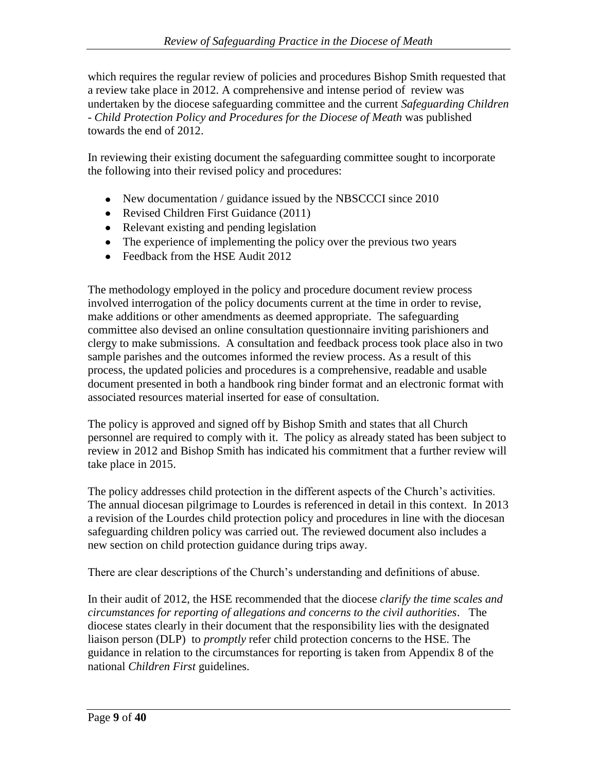which requires the regular review of policies and procedures Bishop Smith requested that a review take place in 2012. A comprehensive and intense period of review was undertaken by the diocese safeguarding committee and the current *Safeguarding Children - Child Protection Policy and Procedures for the Diocese of Meath* was published towards the end of 2012.

In reviewing their existing document the safeguarding committee sought to incorporate the following into their revised policy and procedures:

- New documentation / guidance issued by the NBSCCCI since 2010
- Revised Children First Guidance (2011)
- Relevant existing and pending legislation
- The experience of implementing the policy over the previous two years
- Feedback from the HSE Audit 2012

The methodology employed in the policy and procedure document review process involved interrogation of the policy documents current at the time in order to revise, make additions or other amendments as deemed appropriate. The safeguarding committee also devised an online consultation questionnaire inviting parishioners and clergy to make submissions. A consultation and feedback process took place also in two sample parishes and the outcomes informed the review process. As a result of this process, the updated policies and procedures is a comprehensive, readable and usable document presented in both a handbook ring binder format and an electronic format with associated resources material inserted for ease of consultation.

The policy is approved and signed off by Bishop Smith and states that all Church personnel are required to comply with it. The policy as already stated has been subject to review in 2012 and Bishop Smith has indicated his commitment that a further review will take place in 2015.

The policy addresses child protection in the different aspects of the Church's activities. The annual diocesan pilgrimage to Lourdes is referenced in detail in this context. In 2013 a revision of the Lourdes child protection policy and procedures in line with the diocesan safeguarding children policy was carried out. The reviewed document also includes a new section on child protection guidance during trips away.

There are clear descriptions of the Church's understanding and definitions of abuse.

In their audit of 2012, the HSE recommended that the diocese *clarify the time scales and circumstances for reporting of allegations and concerns to the civil authorities*. The diocese states clearly in their document that the responsibility lies with the designated liaison person (DLP) to *promptly* refer child protection concerns to the HSE. The guidance in relation to the circumstances for reporting is taken from Appendix 8 of the national *Children First* guidelines.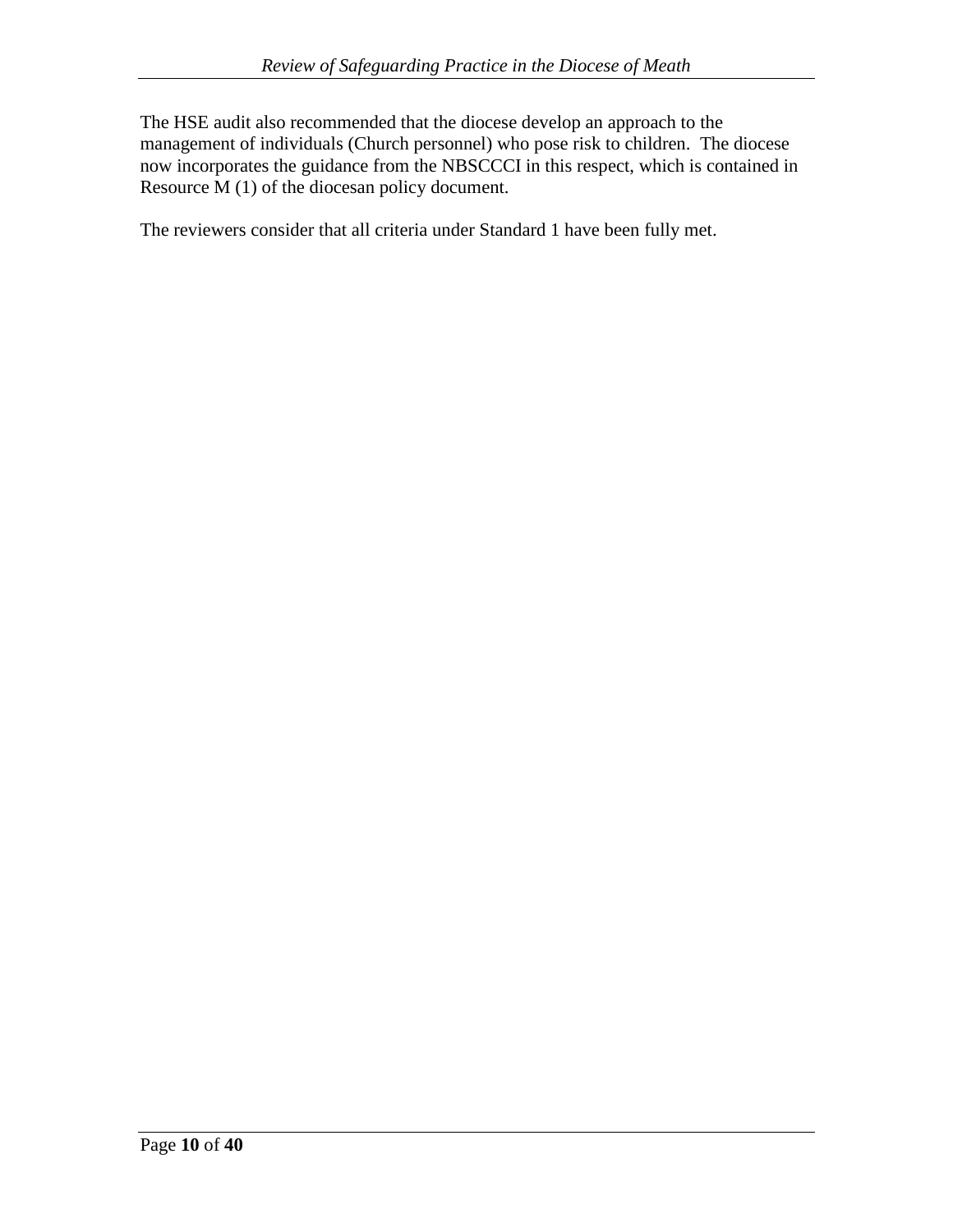The HSE audit also recommended that the diocese develop an approach to the management of individuals (Church personnel) who pose risk to children. The diocese now incorporates the guidance from the NBSCCCI in this respect, which is contained in Resource M (1) of the diocesan policy document.

The reviewers consider that all criteria under Standard 1 have been fully met.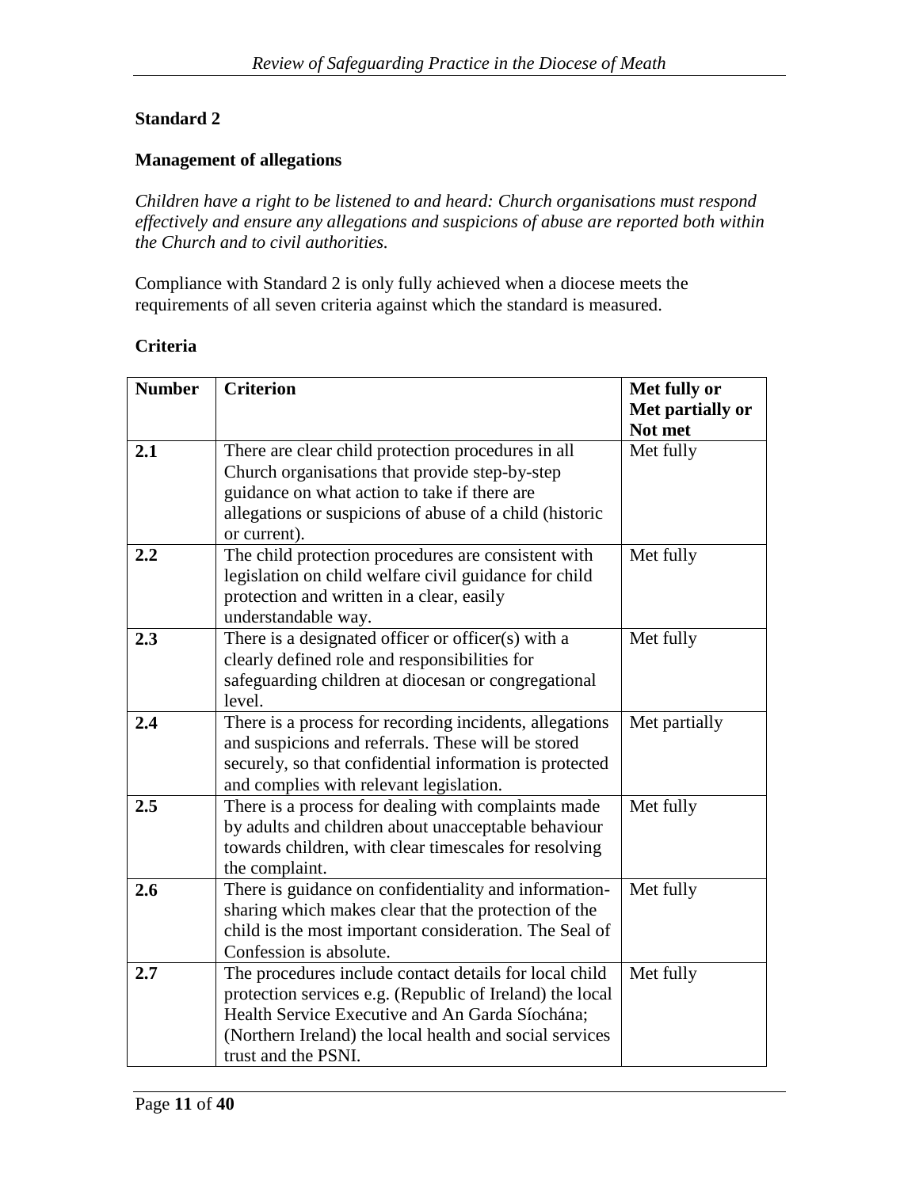**Standard 2**

**Management of allegations**

*Children have a right to be listened to and heard: Church organisations must respond effectively and ensure any allegations and suspicions of abuse are reported both within the Church and to civil authorities.*

Compliance with Standard 2 is only fully achieved when a diocese meets the requirements of all seven criteria against which the standard is measured.

**Criteria**

| Number | Criterion | Met fully or Met partially or Not met |
|---|---|---|
| 2.1 | There are clear child protection procedures in all Church organisations that provide step-by-step guidance on what action to take if there are allegations or suspicions of abuse of a child (historic or current). | Met fully |
| 2.2 | The child protection procedures are consistent with legislation on child welfare civil guidance for child protection and written in a clear, easily understandable way. | Met fully |
| 2.3 | There is a designated officer or officer(s) with a clearly defined role and responsibilities for safeguarding children at diocesan or congregational level. | Met fully |
| 2.4 | There is a process for recording incidents, allegations and suspicions and referrals. These will be stored securely, so that confidential information is protected and complies with relevant legislation. | Met partially |
| 2.5 | There is a process for dealing with complaints made by adults and children about unacceptable behaviour towards children, with clear timescales for resolving the complaint. | Met fully |
| 2.6 | There is guidance on confidentiality and information-sharing which makes clear that the protection of the child is the most important consideration. The Seal of Confession is absolute. | Met fully |
| 2.7 | The procedures include contact details for local child protection services e.g. (Republic of Ireland) the local Health Service Executive and An Garda Síochána; (Northern Ireland) the local health and social services trust and the PSNI. | Met fully |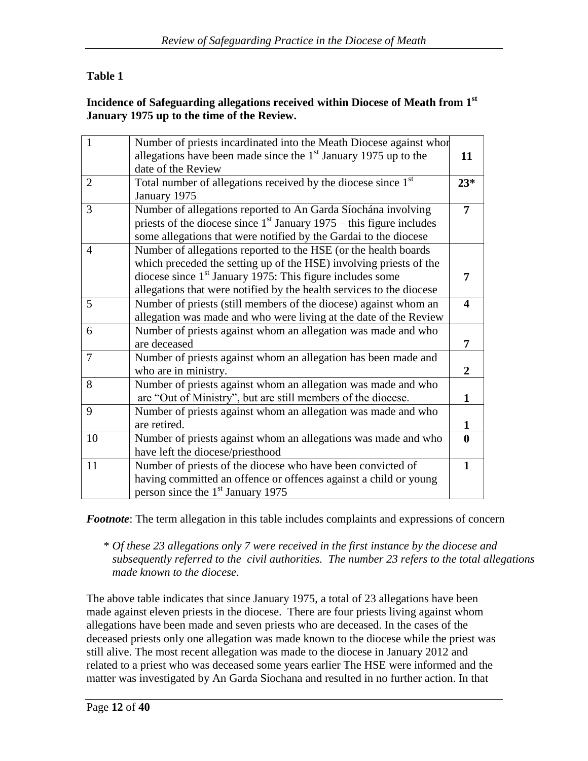**Table 1**

**Incidence of Safeguarding allegations received within Diocese of Meath from 1st January 1975 up to the time of the Review.**

| | | |
|---|---|---|
| 1 | Number of priests incardinated into the Meath Diocese against whom allegations have been made since the 1st January 1975 up to the date of the Review | **11** |
| 2 | Total number of allegations received by the diocese since 1st January 1975 | **23*** |
| 3 | Number of allegations reported to An Garda Síochána involving priests of the diocese since 1st January 1975 – this figure includes some allegations that were notified by the Gardai to the diocese | **7** |
| 4 | Number of allegations reported to the HSE (or the health boards which preceded the setting up of the HSE) involving priests of the diocese since 1st January 1975: This figure includes some allegations that were notified by the health services to the diocese | **7** |
| 5 | Number of priests (still members of the diocese) against whom an allegation was made and who were living at the date of the Review | **4** |
| 6 | Number of priests against whom an allegation was made and who are deceased | **7** |
| 7 | Number of priests against whom an allegation has been made and who are in ministry. | **2** |
| 8 | Number of priests against whom an allegation was made and who are "Out of Ministry", but are still members of the diocese. | **1** |
| 9 | Number of priests against whom an allegation was made and who are retired. | **1** |
| 10 | Number of priests against whom an allegations was made and who have left the diocese/priesthood | **0** |
| 11 | Number of priests of the diocese who have been convicted of having committed an offence or offences against a child or young person since the 1st January 1975 | **1** |

***Footnote***: The term allegation in this table includes complaints and expressions of concern

\* *Of these 23 allegations only 7 were received in the first instance by the diocese and subsequently referred to the civil authorities. The number 23 refers to the total allegations made known to the diocese.*

The above table indicates that since January 1975, a total of 23 allegations have been made against eleven priests in the diocese. There are four priests living against whom allegations have been made and seven priests who are deceased. In the cases of the deceased priests only one allegation was made known to the diocese while the priest was still alive. The most recent allegation was made to the diocese in January 2012 and related to a priest who was deceased some years earlier The HSE were informed and the matter was investigated by An Garda Siochana and resulted in no further action. In that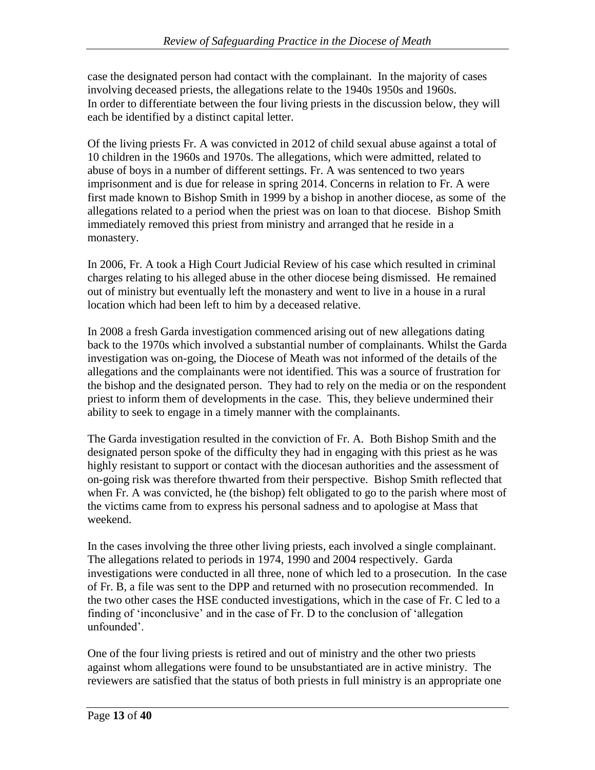case the designated person had contact with the complainant. In the majority of cases involving deceased priests, the allegations relate to the 1940s 1950s and 1960s. In order to differentiate between the four living priests in the discussion below, they will each be identified by a distinct capital letter.

Of the living priests Fr. A was convicted in 2012 of child sexual abuse against a total of 10 children in the 1960s and 1970s. The allegations, which were admitted, related to abuse of boys in a number of different settings. Fr. A was sentenced to two years imprisonment and is due for release in spring 2014. Concerns in relation to Fr. A were first made known to Bishop Smith in 1999 by a bishop in another diocese, as some of the allegations related to a period when the priest was on loan to that diocese. Bishop Smith immediately removed this priest from ministry and arranged that he reside in a monastery.

In 2006, Fr. A took a High Court Judicial Review of his case which resulted in criminal charges relating to his alleged abuse in the other diocese being dismissed. He remained out of ministry but eventually left the monastery and went to live in a house in a rural location which had been left to him by a deceased relative.

In 2008 a fresh Garda investigation commenced arising out of new allegations dating back to the 1970s which involved a substantial number of complainants. Whilst the Garda investigation was on-going, the Diocese of Meath was not informed of the details of the allegations and the complainants were not identified. This was a source of frustration for the bishop and the designated person. They had to rely on the media or on the respondent priest to inform them of developments in the case. This, they believe undermined their ability to seek to engage in a timely manner with the complainants.

The Garda investigation resulted in the conviction of Fr. A. Both Bishop Smith and the designated person spoke of the difficulty they had in engaging with this priest as he was highly resistant to support or contact with the diocesan authorities and the assessment of on-going risk was therefore thwarted from their perspective. Bishop Smith reflected that when Fr. A was convicted, he (the bishop) felt obligated to go to the parish where most of the victims came from to express his personal sadness and to apologise at Mass that weekend.

In the cases involving the three other living priests, each involved a single complainant. The allegations related to periods in 1974, 1990 and 2004 respectively. Garda investigations were conducted in all three, none of which led to a prosecution. In the case of Fr. B, a file was sent to the DPP and returned with no prosecution recommended. In the two other cases the HSE conducted investigations, which in the case of Fr. C led to a finding of 'inconclusive' and in the case of Fr. D to the conclusion of 'allegation unfounded'.

One of the four living priests is retired and out of ministry and the other two priests against whom allegations were found to be unsubstantiated are in active ministry. The reviewers are satisfied that the status of both priests in full ministry is an appropriate one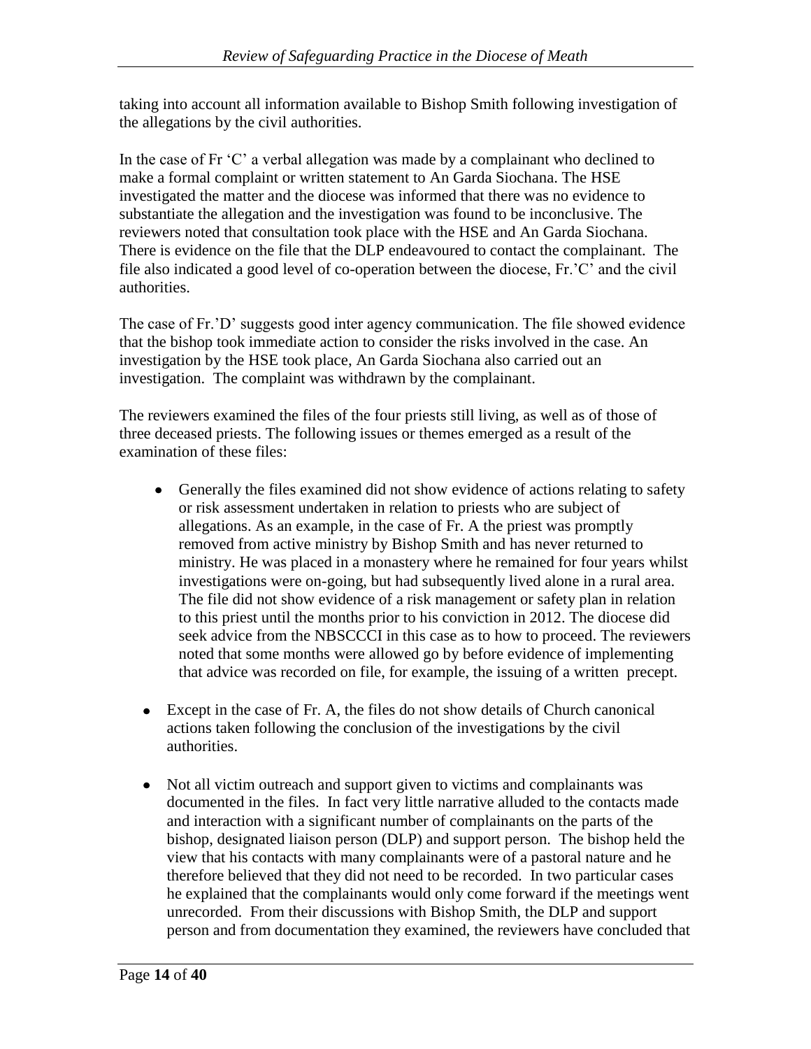taking into account all information available to Bishop Smith following investigation of the allegations by the civil authorities.

In the case of Fr 'C' a verbal allegation was made by a complainant who declined to make a formal complaint or written statement to An Garda Siochana. The HSE investigated the matter and the diocese was informed that there was no evidence to substantiate the allegation and the investigation was found to be inconclusive. The reviewers noted that consultation took place with the HSE and An Garda Siochana. There is evidence on the file that the DLP endeavoured to contact the complainant. The file also indicated a good level of co-operation between the diocese, Fr.'C' and the civil authorities.

The case of Fr.'D' suggests good inter agency communication. The file showed evidence that the bishop took immediate action to consider the risks involved in the case. An investigation by the HSE took place, An Garda Siochana also carried out an investigation. The complaint was withdrawn by the complainant.

The reviewers examined the files of the four priests still living, as well as of those of three deceased priests. The following issues or themes emerged as a result of the examination of these files:

- Generally the files examined did not show evidence of actions relating to safety or risk assessment undertaken in relation to priests who are subject of allegations. As an example, in the case of Fr. A the priest was promptly removed from active ministry by Bishop Smith and has never returned to ministry. He was placed in a monastery where he remained for four years whilst investigations were on-going, but had subsequently lived alone in a rural area. The file did not show evidence of a risk management or safety plan in relation to this priest until the months prior to his conviction in 2012. The diocese did seek advice from the NBSCCCI in this case as to how to proceed. The reviewers noted that some months were allowed go by before evidence of implementing that advice was recorded on file, for example, the issuing of a written precept.

- Except in the case of Fr. A, the files do not show details of Church canonical actions taken following the conclusion of the investigations by the civil authorities.

- Not all victim outreach and support given to victims and complainants was documented in the files. In fact very little narrative alluded to the contacts made and interaction with a significant number of complainants on the parts of the bishop, designated liaison person (DLP) and support person. The bishop held the view that his contacts with many complainants were of a pastoral nature and he therefore believed that they did not need to be recorded. In two particular cases he explained that the complainants would only come forward if the meetings went unrecorded. From their discussions with Bishop Smith, the DLP and support person and from documentation they examined, the reviewers have concluded that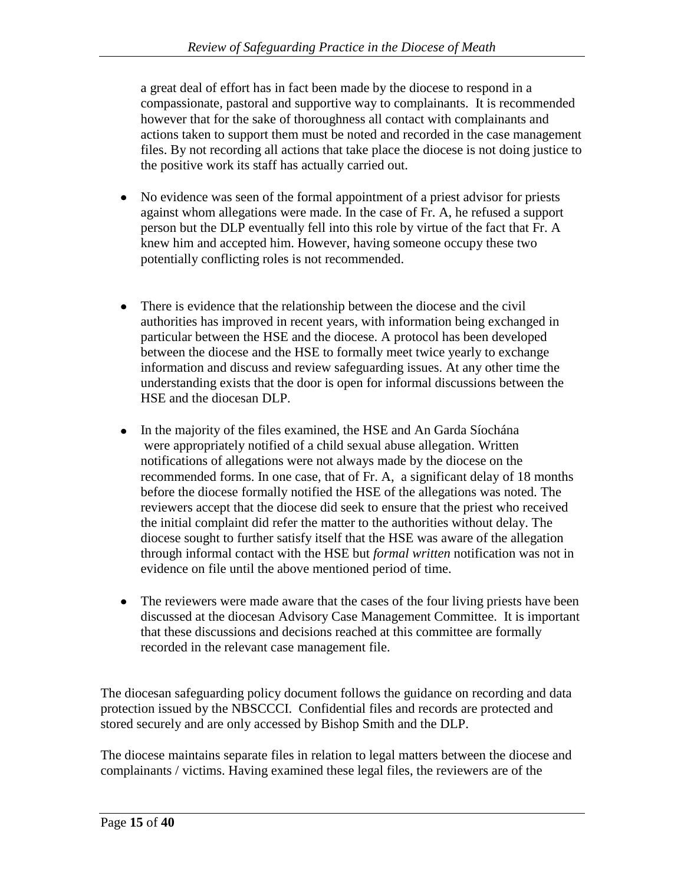a great deal of effort has in fact been made by the diocese to respond in a compassionate, pastoral and supportive way to complainants. It is recommended however that for the sake of thoroughness all contact with complainants and actions taken to support them must be noted and recorded in the case management files. By not recording all actions that take place the diocese is not doing justice to the positive work its staff has actually carried out.

- No evidence was seen of the formal appointment of a priest advisor for priests against whom allegations were made. In the case of Fr. A, he refused a support person but the DLP eventually fell into this role by virtue of the fact that Fr. A knew him and accepted him. However, having someone occupy these two potentially conflicting roles is not recommended.

- There is evidence that the relationship between the diocese and the civil authorities has improved in recent years, with information being exchanged in particular between the HSE and the diocese. A protocol has been developed between the diocese and the HSE to formally meet twice yearly to exchange information and discuss and review safeguarding issues. At any other time the understanding exists that the door is open for informal discussions between the HSE and the diocesan DLP.

- In the majority of the files examined, the HSE and An Garda Síochána were appropriately notified of a child sexual abuse allegation. Written notifications of allegations were not always made by the diocese on the recommended forms. In one case, that of Fr. A, a significant delay of 18 months before the diocese formally notified the HSE of the allegations was noted. The reviewers accept that the diocese did seek to ensure that the priest who received the initial complaint did refer the matter to the authorities without delay. The diocese sought to further satisfy itself that the HSE was aware of the allegation through informal contact with the HSE but *formal written* notification was not in evidence on file until the above mentioned period of time.

- The reviewers were made aware that the cases of the four living priests have been discussed at the diocesan Advisory Case Management Committee. It is important that these discussions and decisions reached at this committee are formally recorded in the relevant case management file.

The diocesan safeguarding policy document follows the guidance on recording and data protection issued by the NBSCCCI. Confidential files and records are protected and stored securely and are only accessed by Bishop Smith and the DLP.

The diocese maintains separate files in relation to legal matters between the diocese and complainants / victims. Having examined these legal files, the reviewers are of the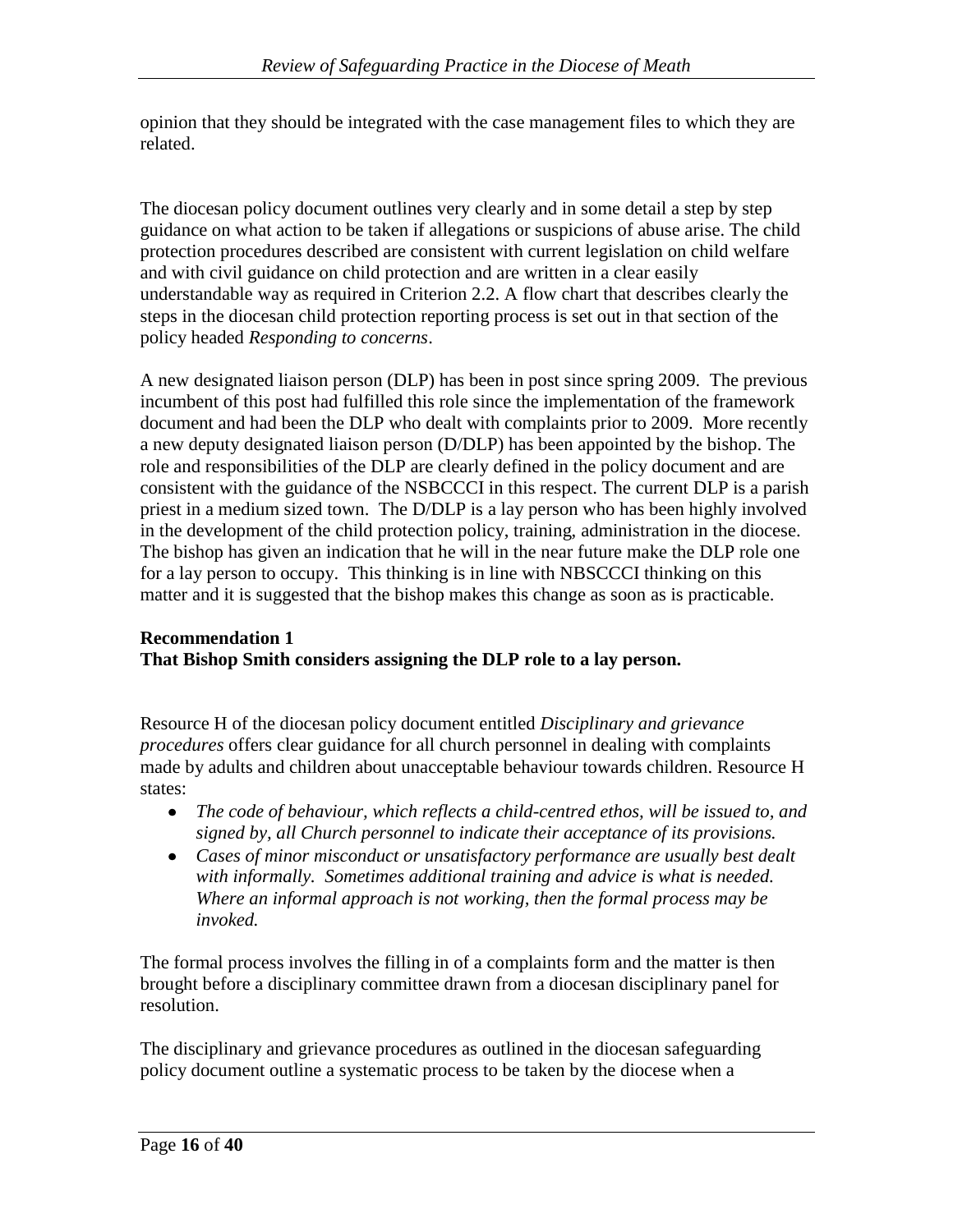opinion that they should be integrated with the case management files to which they are related.

The diocesan policy document outlines very clearly and in some detail a step by step guidance on what action to be taken if allegations or suspicions of abuse arise. The child protection procedures described are consistent with current legislation on child welfare and with civil guidance on child protection and are written in a clear easily understandable way as required in Criterion 2.2. A flow chart that describes clearly the steps in the diocesan child protection reporting process is set out in that section of the policy headed *Responding to concerns*.

A new designated liaison person (DLP) has been in post since spring 2009. The previous incumbent of this post had fulfilled this role since the implementation of the framework document and had been the DLP who dealt with complaints prior to 2009. More recently a new deputy designated liaison person (D/DLP) has been appointed by the bishop. The role and responsibilities of the DLP are clearly defined in the policy document and are consistent with the guidance of the NSBCCCI in this respect. The current DLP is a parish priest in a medium sized town. The D/DLP is a lay person who has been highly involved in the development of the child protection policy, training, administration in the diocese. The bishop has given an indication that he will in the near future make the DLP role one for a lay person to occupy. This thinking is in line with NBSCCCI thinking on this matter and it is suggested that the bishop makes this change as soon as is practicable.

**Recommendation 1**
**That Bishop Smith considers assigning the DLP role to a lay person.**

Resource H of the diocesan policy document entitled *Disciplinary and grievance procedures* offers clear guidance for all church personnel in dealing with complaints made by adults and children about unacceptable behaviour towards children. Resource H states:

- *The code of behaviour, which reflects a child-centred ethos, will be issued to, and signed by, all Church personnel to indicate their acceptance of its provisions.*
- *Cases of minor misconduct or unsatisfactory performance are usually best dealt with informally. Sometimes additional training and advice is what is needed. Where an informal approach is not working, then the formal process may be invoked.*

The formal process involves the filling in of a complaints form and the matter is then brought before a disciplinary committee drawn from a diocesan disciplinary panel for resolution.

The disciplinary and grievance procedures as outlined in the diocesan safeguarding policy document outline a systematic process to be taken by the diocese when a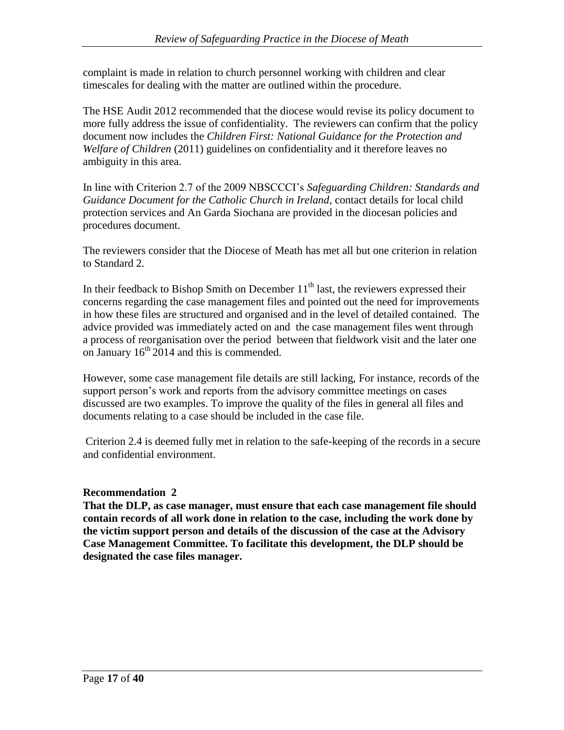complaint is made in relation to church personnel working with children and clear timescales for dealing with the matter are outlined within the procedure.

The HSE Audit 2012 recommended that the diocese would revise its policy document to more fully address the issue of confidentiality. The reviewers can confirm that the policy document now includes the *Children First: National Guidance for the Protection and Welfare of Children* (2011) guidelines on confidentiality and it therefore leaves no ambiguity in this area.

In line with Criterion 2.7 of the 2009 NBSCCCI's *Safeguarding Children: Standards and Guidance Document for the Catholic Church in Ireland*, contact details for local child protection services and An Garda Siochana are provided in the diocesan policies and procedures document.

The reviewers consider that the Diocese of Meath has met all but one criterion in relation to Standard 2.

In their feedback to Bishop Smith on December 11th last, the reviewers expressed their concerns regarding the case management files and pointed out the need for improvements in how these files are structured and organised and in the level of detailed contained. The advice provided was immediately acted on and the case management files went through a process of reorganisation over the period between that fieldwork visit and the later one on January 16th 2014 and this is commended.

However, some case management file details are still lacking, For instance, records of the support person's work and reports from the advisory committee meetings on cases discussed are two examples. To improve the quality of the files in general all files and documents relating to a case should be included in the case file.

Criterion 2.4 is deemed fully met in relation to the safe-keeping of the records in a secure and confidential environment.

**Recommendation 2**

**That the DLP, as case manager, must ensure that each case management file should contain records of all work done in relation to the case, including the work done by the victim support person and details of the discussion of the case at the Advisory Case Management Committee. To facilitate this development, the DLP should be designated the case files manager.**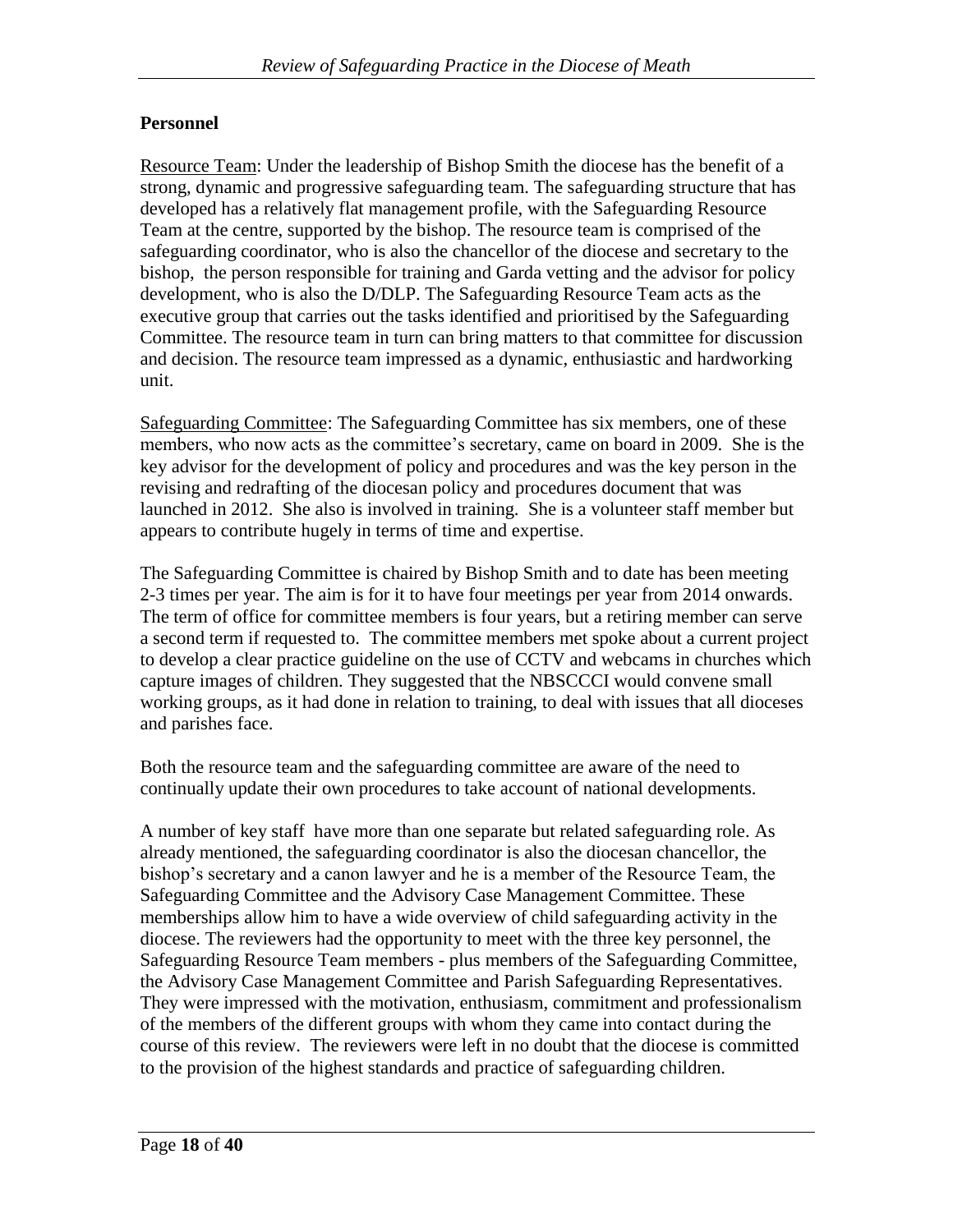### Personnel

Resource Team: Under the leadership of Bishop Smith the diocese has the benefit of a strong, dynamic and progressive safeguarding team. The safeguarding structure that has developed has a relatively flat management profile, with the Safeguarding Resource Team at the centre, supported by the bishop. The resource team is comprised of the safeguarding coordinator, who is also the chancellor of the diocese and secretary to the bishop, the person responsible for training and Garda vetting and the advisor for policy development, who is also the D/DLP. The Safeguarding Resource Team acts as the executive group that carries out the tasks identified and prioritised by the Safeguarding Committee. The resource team in turn can bring matters to that committee for discussion and decision. The resource team impressed as a dynamic, enthusiastic and hardworking unit.

Safeguarding Committee: The Safeguarding Committee has six members, one of these members, who now acts as the committee's secretary, came on board in 2009. She is the key advisor for the development of policy and procedures and was the key person in the revising and redrafting of the diocesan policy and procedures document that was launched in 2012. She also is involved in training. She is a volunteer staff member but appears to contribute hugely in terms of time and expertise.

The Safeguarding Committee is chaired by Bishop Smith and to date has been meeting 2-3 times per year. The aim is for it to have four meetings per year from 2014 onwards. The term of office for committee members is four years, but a retiring member can serve a second term if requested to. The committee members met spoke about a current project to develop a clear practice guideline on the use of CCTV and webcams in churches which capture images of children. They suggested that the NBSCCCI would convene small working groups, as it had done in relation to training, to deal with issues that all dioceses and parishes face.

Both the resource team and the safeguarding committee are aware of the need to continually update their own procedures to take account of national developments.

A number of key staff have more than one separate but related safeguarding role. As already mentioned, the safeguarding coordinator is also the diocesan chancellor, the bishop's secretary and a canon lawyer and he is a member of the Resource Team, the Safeguarding Committee and the Advisory Case Management Committee. These memberships allow him to have a wide overview of child safeguarding activity in the diocese. The reviewers had the opportunity to meet with the three key personnel, the Safeguarding Resource Team members - plus members of the Safeguarding Committee, the Advisory Case Management Committee and Parish Safeguarding Representatives. They were impressed with the motivation, enthusiasm, commitment and professionalism of the members of the different groups with whom they came into contact during the course of this review. The reviewers were left in no doubt that the diocese is committed to the provision of the highest standards and practice of safeguarding children.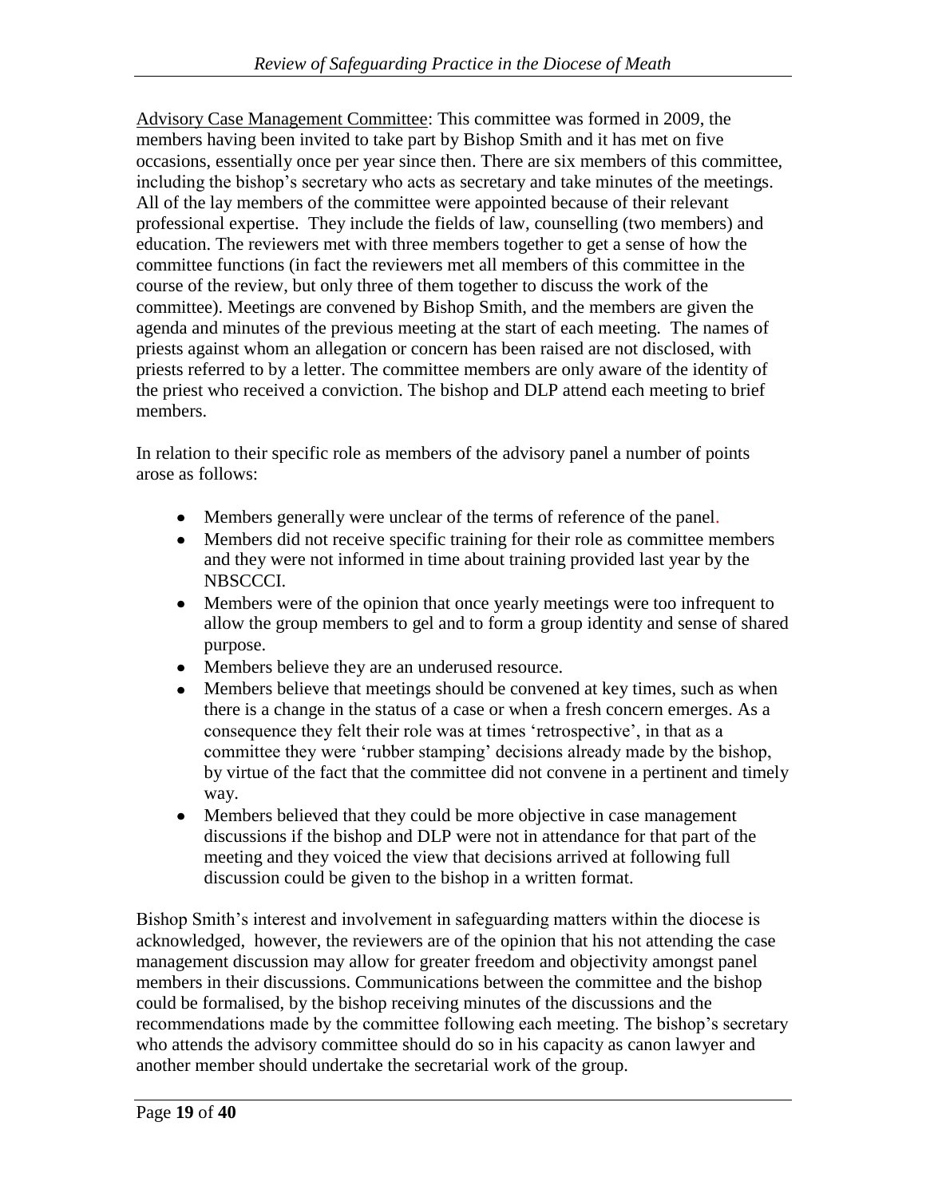Advisory Case Management Committee: This committee was formed in 2009, the members having been invited to take part by Bishop Smith and it has met on five occasions, essentially once per year since then. There are six members of this committee, including the bishop's secretary who acts as secretary and take minutes of the meetings. All of the lay members of the committee were appointed because of their relevant professional expertise. They include the fields of law, counselling (two members) and education. The reviewers met with three members together to get a sense of how the committee functions (in fact the reviewers met all members of this committee in the course of the review, but only three of them together to discuss the work of the committee). Meetings are convened by Bishop Smith, and the members are given the agenda and minutes of the previous meeting at the start of each meeting. The names of priests against whom an allegation or concern has been raised are not disclosed, with priests referred to by a letter. The committee members are only aware of the identity of the priest who received a conviction. The bishop and DLP attend each meeting to brief members.

In relation to their specific role as members of the advisory panel a number of points arose as follows:

- Members generally were unclear of the terms of reference of the panel.
- Members did not receive specific training for their role as committee members and they were not informed in time about training provided last year by the NBSCCCI.
- Members were of the opinion that once yearly meetings were too infrequent to allow the group members to gel and to form a group identity and sense of shared purpose.
- Members believe they are an underused resource.
- Members believe that meetings should be convened at key times, such as when there is a change in the status of a case or when a fresh concern emerges. As a consequence they felt their role was at times 'retrospective', in that as a committee they were 'rubber stamping' decisions already made by the bishop, by virtue of the fact that the committee did not convene in a pertinent and timely way.
- Members believed that they could be more objective in case management discussions if the bishop and DLP were not in attendance for that part of the meeting and they voiced the view that decisions arrived at following full discussion could be given to the bishop in a written format.

Bishop Smith's interest and involvement in safeguarding matters within the diocese is acknowledged, however, the reviewers are of the opinion that his not attending the case management discussion may allow for greater freedom and objectivity amongst panel members in their discussions. Communications between the committee and the bishop could be formalised, by the bishop receiving minutes of the discussions and the recommendations made by the committee following each meeting. The bishop's secretary who attends the advisory committee should do so in his capacity as canon lawyer and another member should undertake the secretarial work of the group.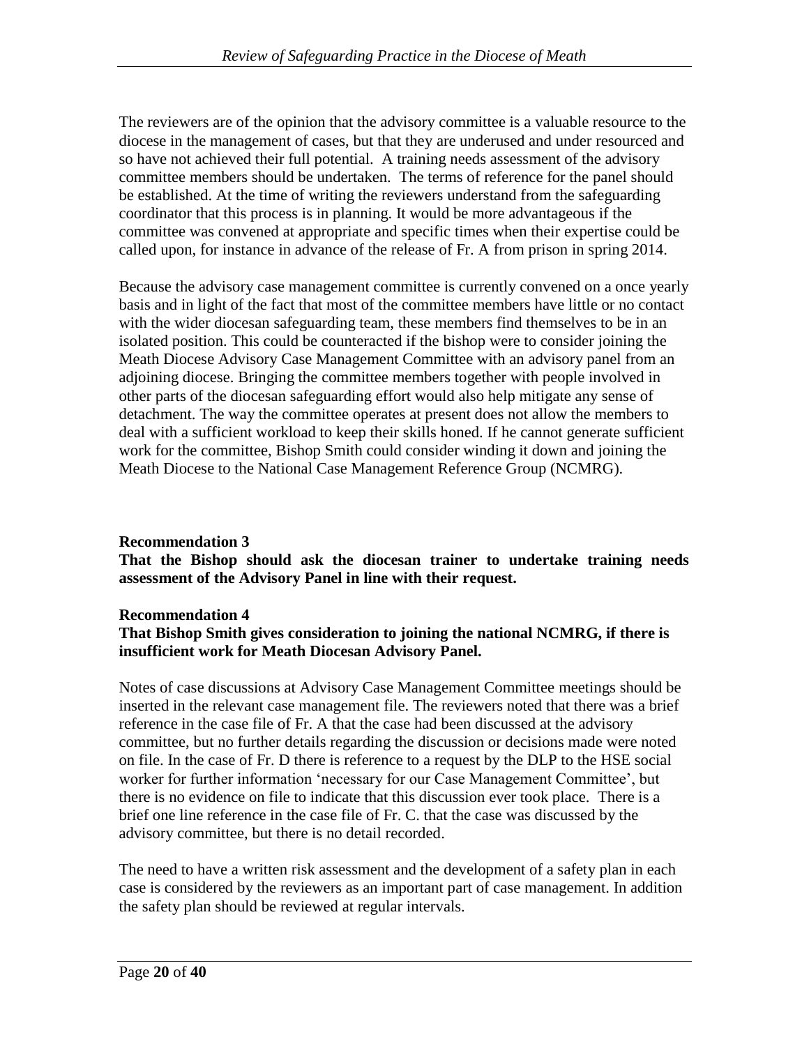The reviewers are of the opinion that the advisory committee is a valuable resource to the diocese in the management of cases, but that they are underused and under resourced and so have not achieved their full potential. A training needs assessment of the advisory committee members should be undertaken. The terms of reference for the panel should be established. At the time of writing the reviewers understand from the safeguarding coordinator that this process is in planning. It would be more advantageous if the committee was convened at appropriate and specific times when their expertise could be called upon, for instance in advance of the release of Fr. A from prison in spring 2014.

Because the advisory case management committee is currently convened on a once yearly basis and in light of the fact that most of the committee members have little or no contact with the wider diocesan safeguarding team, these members find themselves to be in an isolated position. This could be counteracted if the bishop were to consider joining the Meath Diocese Advisory Case Management Committee with an advisory panel from an adjoining diocese. Bringing the committee members together with people involved in other parts of the diocesan safeguarding effort would also help mitigate any sense of detachment. The way the committee operates at present does not allow the members to deal with a sufficient workload to keep their skills honed. If he cannot generate sufficient work for the committee, Bishop Smith could consider winding it down and joining the Meath Diocese to the National Case Management Reference Group (NCMRG).

**Recommendation 3**
**That the Bishop should ask the diocesan trainer to undertake training needs assessment of the Advisory Panel in line with their request.**

**Recommendation 4**
**That Bishop Smith gives consideration to joining the national NCMRG, if there is insufficient work for Meath Diocesan Advisory Panel.**

Notes of case discussions at Advisory Case Management Committee meetings should be inserted in the relevant case management file. The reviewers noted that there was a brief reference in the case file of Fr. A that the case had been discussed at the advisory committee, but no further details regarding the discussion or decisions made were noted on file. In the case of Fr. D there is reference to a request by the DLP to the HSE social worker for further information 'necessary for our Case Management Committee', but there is no evidence on file to indicate that this discussion ever took place. There is a brief one line reference in the case file of Fr. C. that the case was discussed by the advisory committee, but there is no detail recorded.

The need to have a written risk assessment and the development of a safety plan in each case is considered by the reviewers as an important part of case management. In addition the safety plan should be reviewed at regular intervals.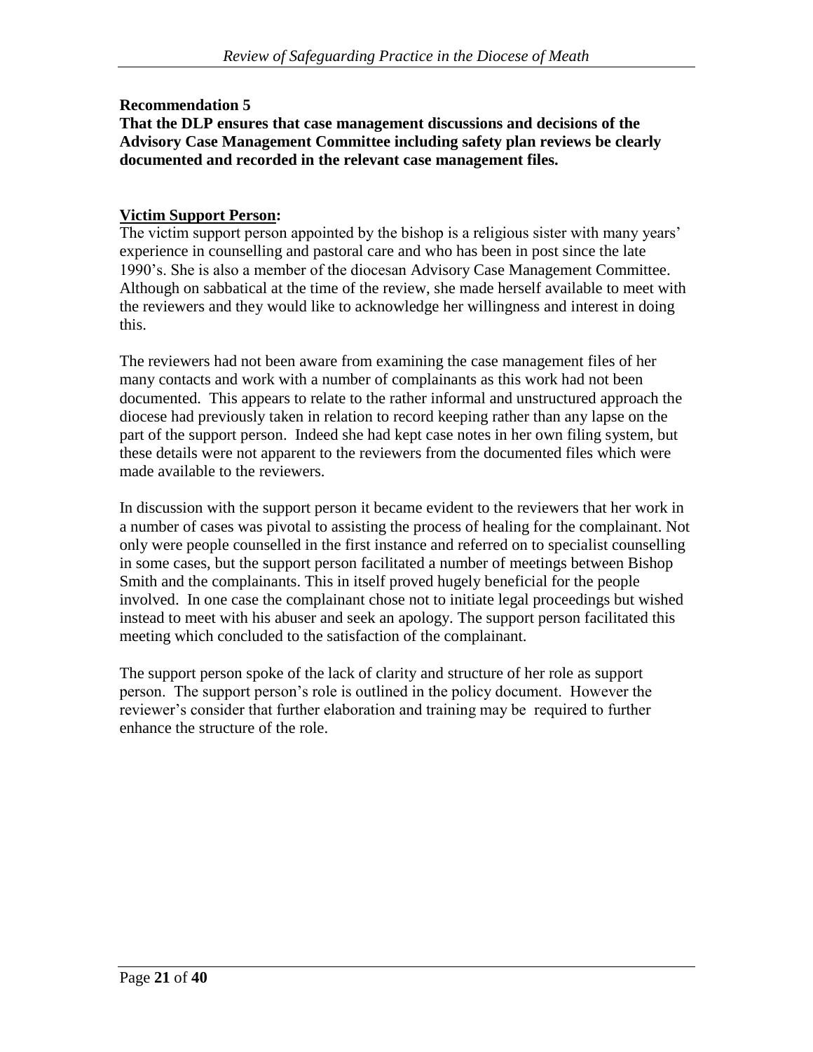**Recommendation 5**

**That the DLP ensures that case management discussions and decisions of the Advisory Case Management Committee including safety plan reviews be clearly documented and recorded in the relevant case management files.**

**Victim Support Person:**

The victim support person appointed by the bishop is a religious sister with many years' experience in counselling and pastoral care and who has been in post since the late 1990's. She is also a member of the diocesan Advisory Case Management Committee. Although on sabbatical at the time of the review, she made herself available to meet with the reviewers and they would like to acknowledge her willingness and interest in doing this.

The reviewers had not been aware from examining the case management files of her many contacts and work with a number of complainants as this work had not been documented. This appears to relate to the rather informal and unstructured approach the diocese had previously taken in relation to record keeping rather than any lapse on the part of the support person. Indeed she had kept case notes in her own filing system, but these details were not apparent to the reviewers from the documented files which were made available to the reviewers.

In discussion with the support person it became evident to the reviewers that her work in a number of cases was pivotal to assisting the process of healing for the complainant. Not only were people counselled in the first instance and referred on to specialist counselling in some cases, but the support person facilitated a number of meetings between Bishop Smith and the complainants. This in itself proved hugely beneficial for the people involved. In one case the complainant chose not to initiate legal proceedings but wished instead to meet with his abuser and seek an apology. The support person facilitated this meeting which concluded to the satisfaction of the complainant.

The support person spoke of the lack of clarity and structure of her role as support person. The support person's role is outlined in the policy document. However the reviewer's consider that further elaboration and training may be required to further enhance the structure of the role.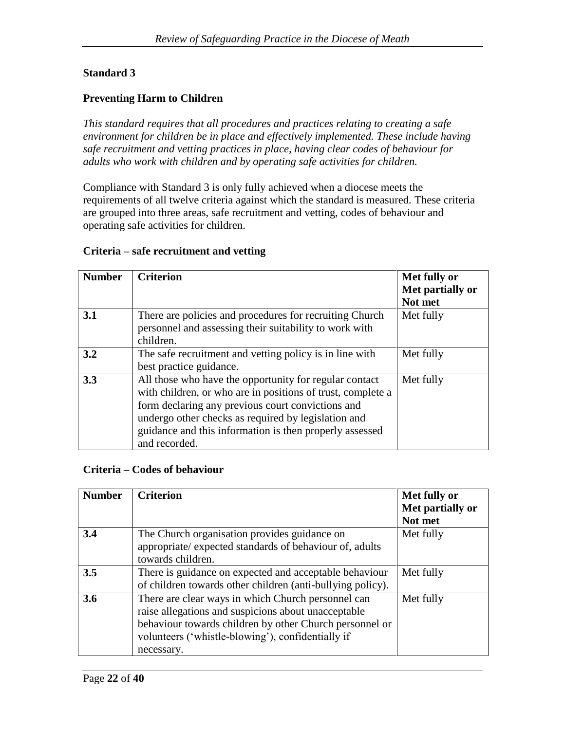## Standard 3

### Preventing Harm to Children

*This standard requires that all procedures and practices relating to creating a safe environment for children be in place and effectively implemented. These include having safe recruitment and vetting practices in place, having clear codes of behaviour for adults who work with children and by operating safe activities for children.*

Compliance with Standard 3 is only fully achieved when a diocese meets the requirements of all twelve criteria against which the standard is measured. These criteria are grouped into three areas, safe recruitment and vetting, codes of behaviour and operating safe activities for children.

**Criteria – safe recruitment and vetting**

| Number | Criterion | Met fully or Met partially or Not met |
|---|---|---|
| **3.1** | There are policies and procedures for recruiting Church personnel and assessing their suitability to work with children. | Met fully |
| **3.2** | The safe recruitment and vetting policy is in line with best practice guidance. | Met fully |
| **3.3** | All those who have the opportunity for regular contact with children, or who are in positions of trust, complete a form declaring any previous court convictions and undergo other checks as required by legislation and guidance and this information is then properly assessed and recorded. | Met fully |

**Criteria – Codes of behaviour**

| Number | Criterion | Met fully or Met partially or Not met |
|---|---|---|
| **3.4** | The Church organisation provides guidance on appropriate/ expected standards of behaviour of, adults towards children. | Met fully |
| **3.5** | There is guidance on expected and acceptable behaviour of children towards other children (anti-bullying policy). | Met fully |
| **3.6** | There are clear ways in which Church personnel can raise allegations and suspicions about unacceptable behaviour towards children by other Church personnel or volunteers ('whistle-blowing'), confidentially if necessary. | Met fully |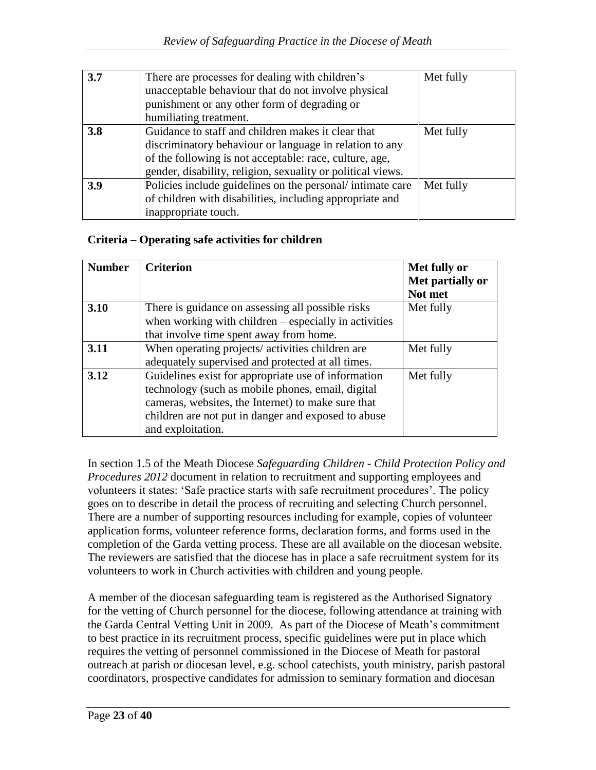| | | |
|---|---|---|
| **3.7** | There are processes for dealing with children's unacceptable behaviour that do not involve physical punishment or any other form of degrading or humiliating treatment. | Met fully |
| **3.8** | Guidance to staff and children makes it clear that discriminatory behaviour or language in relation to any of the following is not acceptable: race, culture, age, gender, disability, religion, sexuality or political views. | Met fully |
| **3.9** | Policies include guidelines on the personal/ intimate care of children with disabilities, including appropriate and inappropriate touch. | Met fully |

**Criteria – Operating safe activities for children**

| Number | Criterion | Met fully or Met partially or Not met |
|---|---|---|
| **3.10** | There is guidance on assessing all possible risks when working with children – especially in activities that involve time spent away from home. | Met fully |
| **3.11** | When operating projects/ activities children are adequately supervised and protected at all times. | Met fully |
| **3.12** | Guidelines exist for appropriate use of information technology (such as mobile phones, email, digital cameras, websites, the Internet) to make sure that children are not put in danger and exposed to abuse and exploitation. | Met fully |

In section 1.5 of the Meath Diocese *Safeguarding Children - Child Protection Policy and Procedures 2012* document in relation to recruitment and supporting employees and volunteers it states: 'Safe practice starts with safe recruitment procedures'. The policy goes on to describe in detail the process of recruiting and selecting Church personnel. There are a number of supporting resources including for example, copies of volunteer application forms, volunteer reference forms, declaration forms, and forms used in the completion of the Garda vetting process. These are all available on the diocesan website. The reviewers are satisfied that the diocese has in place a safe recruitment system for its volunteers to work in Church activities with children and young people.

A member of the diocesan safeguarding team is registered as the Authorised Signatory for the vetting of Church personnel for the diocese, following attendance at training with the Garda Central Vetting Unit in 2009. As part of the Diocese of Meath's commitment to best practice in its recruitment process, specific guidelines were put in place which requires the vetting of personnel commissioned in the Diocese of Meath for pastoral outreach at parish or diocesan level, e.g. school catechists, youth ministry, parish pastoral coordinators, prospective candidates for admission to seminary formation and diocesan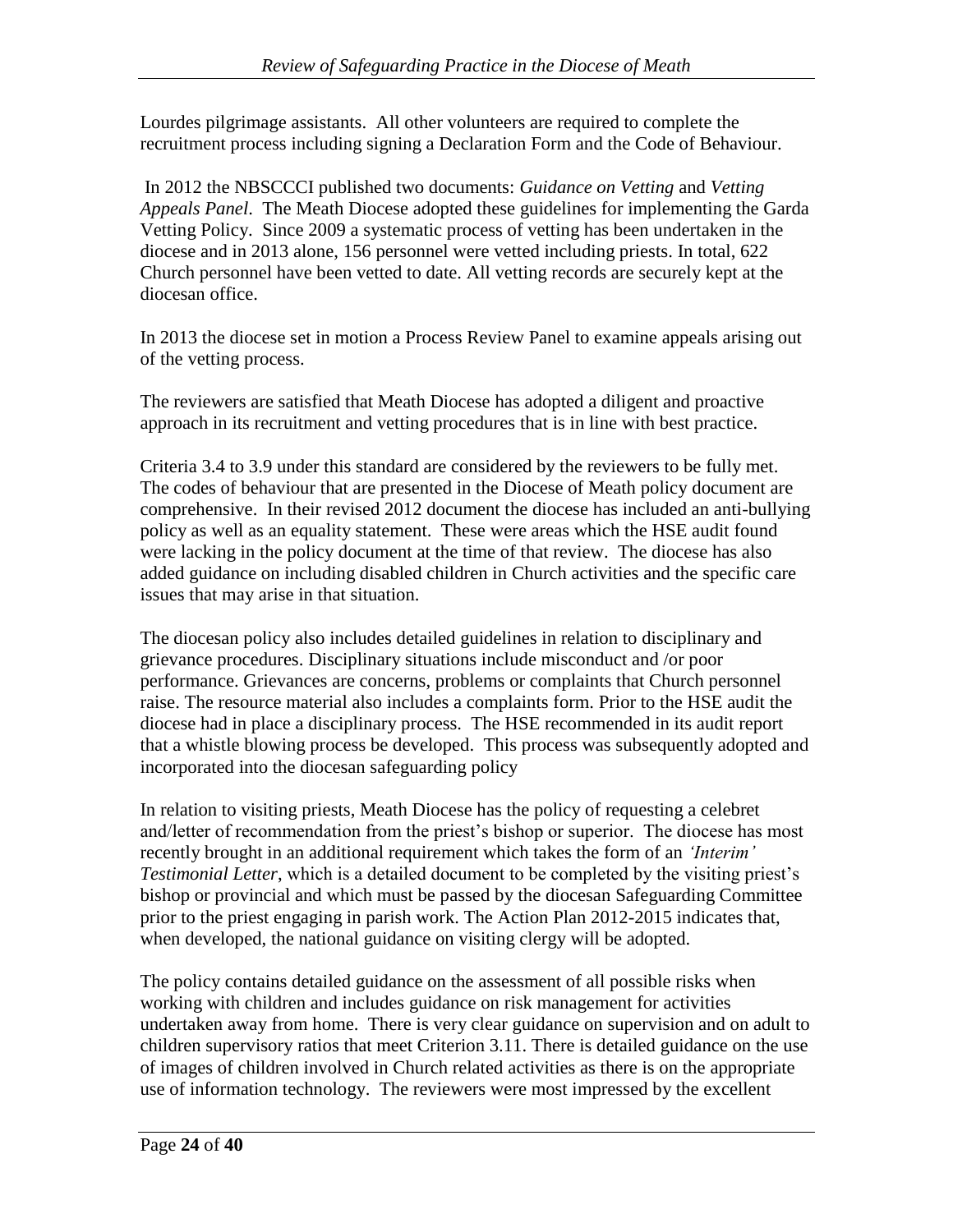Lourdes pilgrimage assistants. All other volunteers are required to complete the recruitment process including signing a Declaration Form and the Code of Behaviour.

In 2012 the NBSCCCI published two documents: *Guidance on Vetting* and *Vetting Appeals Panel*. The Meath Diocese adopted these guidelines for implementing the Garda Vetting Policy. Since 2009 a systematic process of vetting has been undertaken in the diocese and in 2013 alone, 156 personnel were vetted including priests. In total, 622 Church personnel have been vetted to date. All vetting records are securely kept at the diocesan office.

In 2013 the diocese set in motion a Process Review Panel to examine appeals arising out of the vetting process.

The reviewers are satisfied that Meath Diocese has adopted a diligent and proactive approach in its recruitment and vetting procedures that is in line with best practice.

Criteria 3.4 to 3.9 under this standard are considered by the reviewers to be fully met. The codes of behaviour that are presented in the Diocese of Meath policy document are comprehensive. In their revised 2012 document the diocese has included an anti-bullying policy as well as an equality statement. These were areas which the HSE audit found were lacking in the policy document at the time of that review. The diocese has also added guidance on including disabled children in Church activities and the specific care issues that may arise in that situation.

The diocesan policy also includes detailed guidelines in relation to disciplinary and grievance procedures. Disciplinary situations include misconduct and /or poor performance. Grievances are concerns, problems or complaints that Church personnel raise. The resource material also includes a complaints form. Prior to the HSE audit the diocese had in place a disciplinary process. The HSE recommended in its audit report that a whistle blowing process be developed. This process was subsequently adopted and incorporated into the diocesan safeguarding policy

In relation to visiting priests, Meath Diocese has the policy of requesting a celebret and/letter of recommendation from the priest's bishop or superior. The diocese has most recently brought in an additional requirement which takes the form of an *'Interim' Testimonial Letter*, which is a detailed document to be completed by the visiting priest's bishop or provincial and which must be passed by the diocesan Safeguarding Committee prior to the priest engaging in parish work. The Action Plan 2012-2015 indicates that, when developed, the national guidance on visiting clergy will be adopted.

The policy contains detailed guidance on the assessment of all possible risks when working with children and includes guidance on risk management for activities undertaken away from home. There is very clear guidance on supervision and on adult to children supervisory ratios that meet Criterion 3.11. There is detailed guidance on the use of images of children involved in Church related activities as there is on the appropriate use of information technology. The reviewers were most impressed by the excellent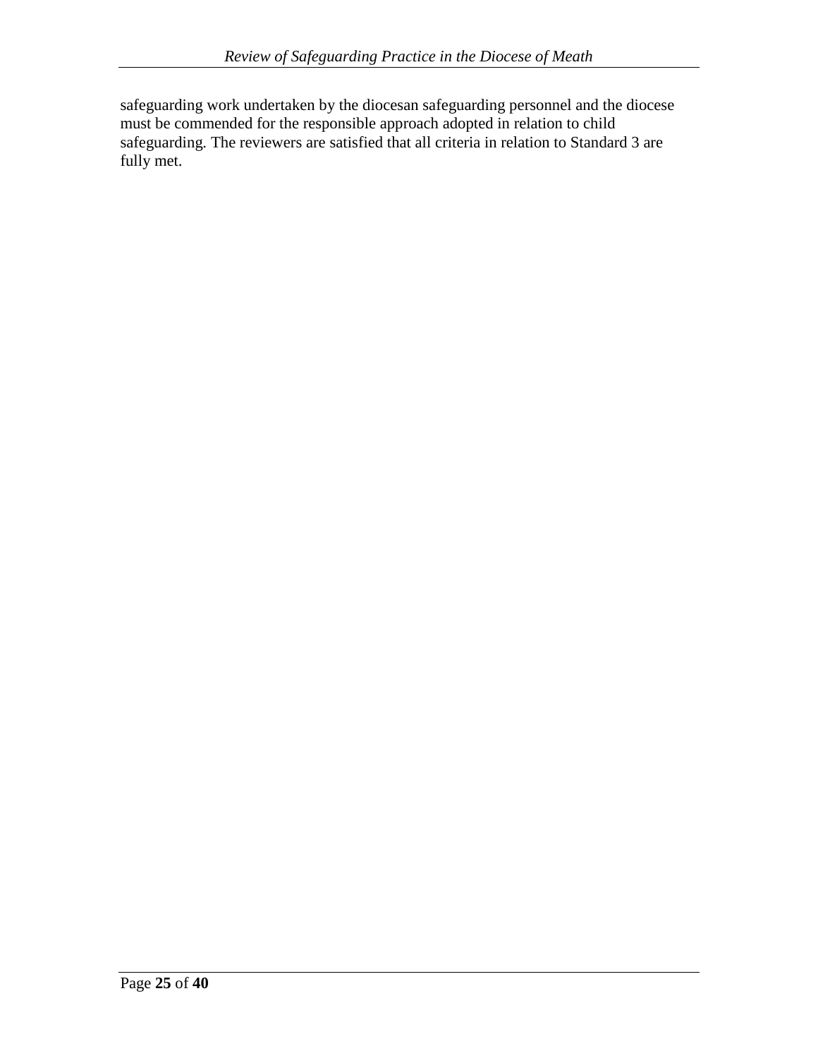safeguarding work undertaken by the diocesan safeguarding personnel and the diocese must be commended for the responsible approach adopted in relation to child safeguarding. The reviewers are satisfied that all criteria in relation to Standard 3 are fully met.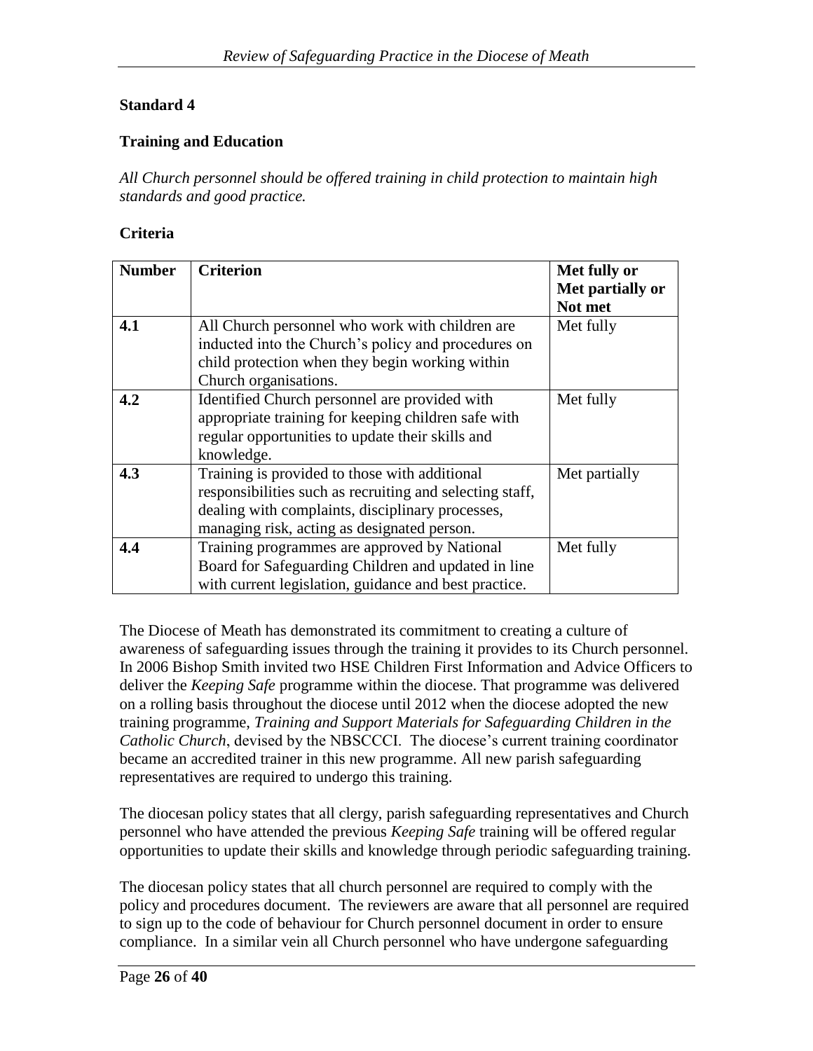**Standard 4**

**Training and Education**

*All Church personnel should be offered training in child protection to maintain high standards and good practice.*

**Criteria**

| Number | Criterion | Met fully or Met partially or Not met |
|---|---|---|
| **4.1** | All Church personnel who work with children are inducted into the Church's policy and procedures on child protection when they begin working within Church organisations. | Met fully |
| **4.2** | Identified Church personnel are provided with appropriate training for keeping children safe with regular opportunities to update their skills and knowledge. | Met fully |
| **4.3** | Training is provided to those with additional responsibilities such as recruiting and selecting staff, dealing with complaints, disciplinary processes, managing risk, acting as designated person. | Met partially |
| **4.4** | Training programmes are approved by National Board for Safeguarding Children and updated in line with current legislation, guidance and best practice. | Met fully |

The Diocese of Meath has demonstrated its commitment to creating a culture of awareness of safeguarding issues through the training it provides to its Church personnel. In 2006 Bishop Smith invited two HSE Children First Information and Advice Officers to deliver the *Keeping Safe* programme within the diocese. That programme was delivered on a rolling basis throughout the diocese until 2012 when the diocese adopted the new training programme, *Training and Support Materials for Safeguarding Children in the Catholic Church*, devised by the NBSCCCI. The diocese's current training coordinator became an accredited trainer in this new programme. All new parish safeguarding representatives are required to undergo this training.

The diocesan policy states that all clergy, parish safeguarding representatives and Church personnel who have attended the previous *Keeping Safe* training will be offered regular opportunities to update their skills and knowledge through periodic safeguarding training.

The diocesan policy states that all church personnel are required to comply with the policy and procedures document. The reviewers are aware that all personnel are required to sign up to the code of behaviour for Church personnel document in order to ensure compliance. In a similar vein all Church personnel who have undergone safeguarding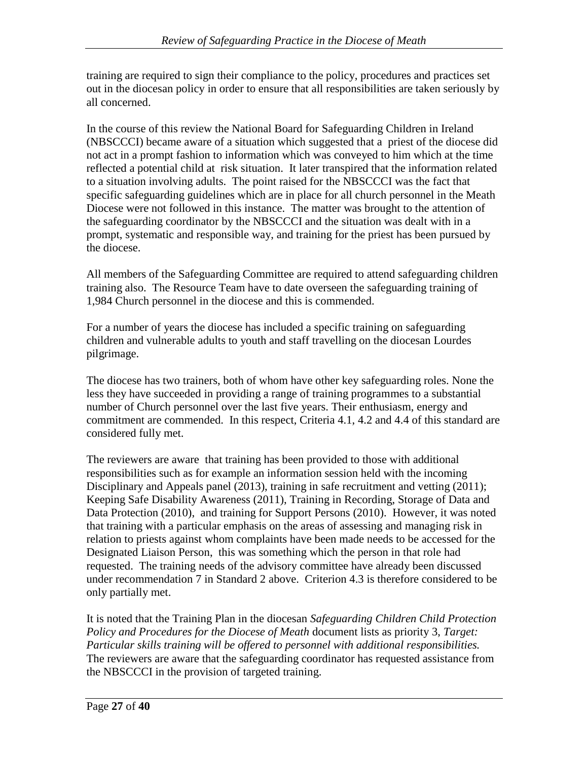training are required to sign their compliance to the policy, procedures and practices set out in the diocesan policy in order to ensure that all responsibilities are taken seriously by all concerned.

In the course of this review the National Board for Safeguarding Children in Ireland (NBSCCCI) became aware of a situation which suggested that a priest of the diocese did not act in a prompt fashion to information which was conveyed to him which at the time reflected a potential child at risk situation. It later transpired that the information related to a situation involving adults. The point raised for the NBSCCCI was the fact that specific safeguarding guidelines which are in place for all church personnel in the Meath Diocese were not followed in this instance. The matter was brought to the attention of the safeguarding coordinator by the NBSCCCI and the situation was dealt with in a prompt, systematic and responsible way, and training for the priest has been pursued by the diocese.

All members of the Safeguarding Committee are required to attend safeguarding children training also. The Resource Team have to date overseen the safeguarding training of 1,984 Church personnel in the diocese and this is commended.

For a number of years the diocese has included a specific training on safeguarding children and vulnerable adults to youth and staff travelling on the diocesan Lourdes pilgrimage.

The diocese has two trainers, both of whom have other key safeguarding roles. None the less they have succeeded in providing a range of training programmes to a substantial number of Church personnel over the last five years. Their enthusiasm, energy and commitment are commended. In this respect, Criteria 4.1, 4.2 and 4.4 of this standard are considered fully met.

The reviewers are aware that training has been provided to those with additional responsibilities such as for example an information session held with the incoming Disciplinary and Appeals panel (2013), training in safe recruitment and vetting (2011); Keeping Safe Disability Awareness (2011), Training in Recording, Storage of Data and Data Protection (2010), and training for Support Persons (2010). However, it was noted that training with a particular emphasis on the areas of assessing and managing risk in relation to priests against whom complaints have been made needs to be accessed for the Designated Liaison Person, this was something which the person in that role had requested. The training needs of the advisory committee have already been discussed under recommendation 7 in Standard 2 above. Criterion 4.3 is therefore considered to be only partially met.

It is noted that the Training Plan in the diocesan *Safeguarding Children Child Protection Policy and Procedures for the Diocese of Meath* document lists as priority 3, *Target: Particular skills training will be offered to personnel with additional responsibilities.* The reviewers are aware that the safeguarding coordinator has requested assistance from the NBSCCCI in the provision of targeted training.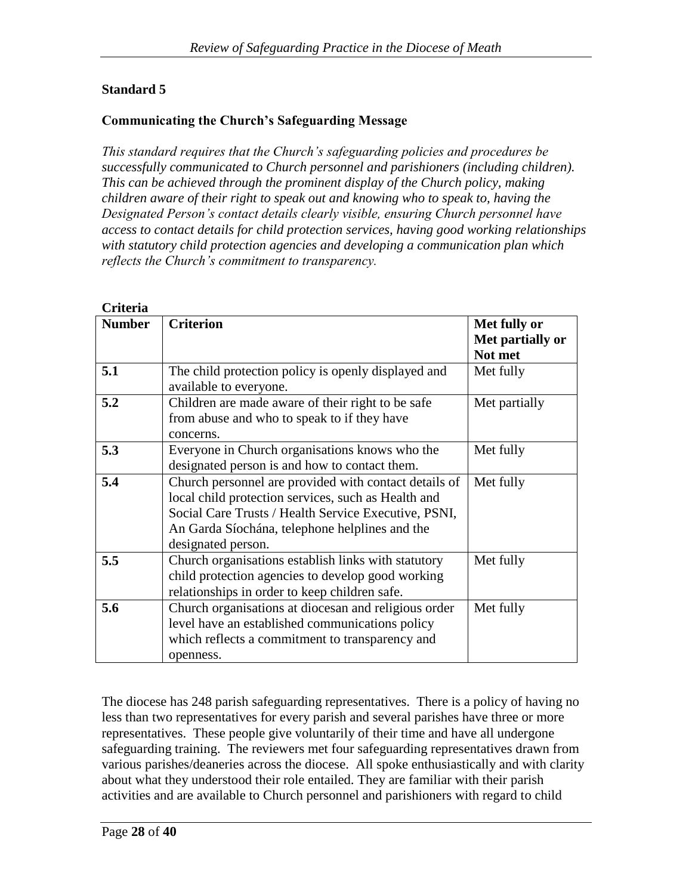## Standard 5

### Communicating the Church's Safeguarding Message

*This standard requires that the Church's safeguarding policies and procedures be successfully communicated to Church personnel and parishioners (including children). This can be achieved through the prominent display of the Church policy, making children aware of their right to speak out and knowing who to speak to, having the Designated Person's contact details clearly visible, ensuring Church personnel have access to contact details for child protection services, having good working relationships with statutory child protection agencies and developing a communication plan which reflects the Church's commitment to transparency.*

**Criteria**

| Number | Criterion | Met fully or Met partially or Not met |
|---|---|---|
| 5.1 | The child protection policy is openly displayed and available to everyone. | Met fully |
| 5.2 | Children are made aware of their right to be safe from abuse and who to speak to if they have concerns. | Met partially |
| 5.3 | Everyone in Church organisations knows who the designated person is and how to contact them. | Met fully |
| 5.4 | Church personnel are provided with contact details of local child protection services, such as Health and Social Care Trusts / Health Service Executive, PSNI, An Garda Síochána, telephone helplines and the designated person. | Met fully |
| 5.5 | Church organisations establish links with statutory child protection agencies to develop good working relationships in order to keep children safe. | Met fully |
| 5.6 | Church organisations at diocesan and religious order level have an established communications policy which reflects a commitment to transparency and openness. | Met fully |

The diocese has 248 parish safeguarding representatives. There is a policy of having no less than two representatives for every parish and several parishes have three or more representatives. These people give voluntarily of their time and have all undergone safeguarding training. The reviewers met four safeguarding representatives drawn from various parishes/deaneries across the diocese. All spoke enthusiastically and with clarity about what they understood their role entailed. They are familiar with their parish activities and are available to Church personnel and parishioners with regard to child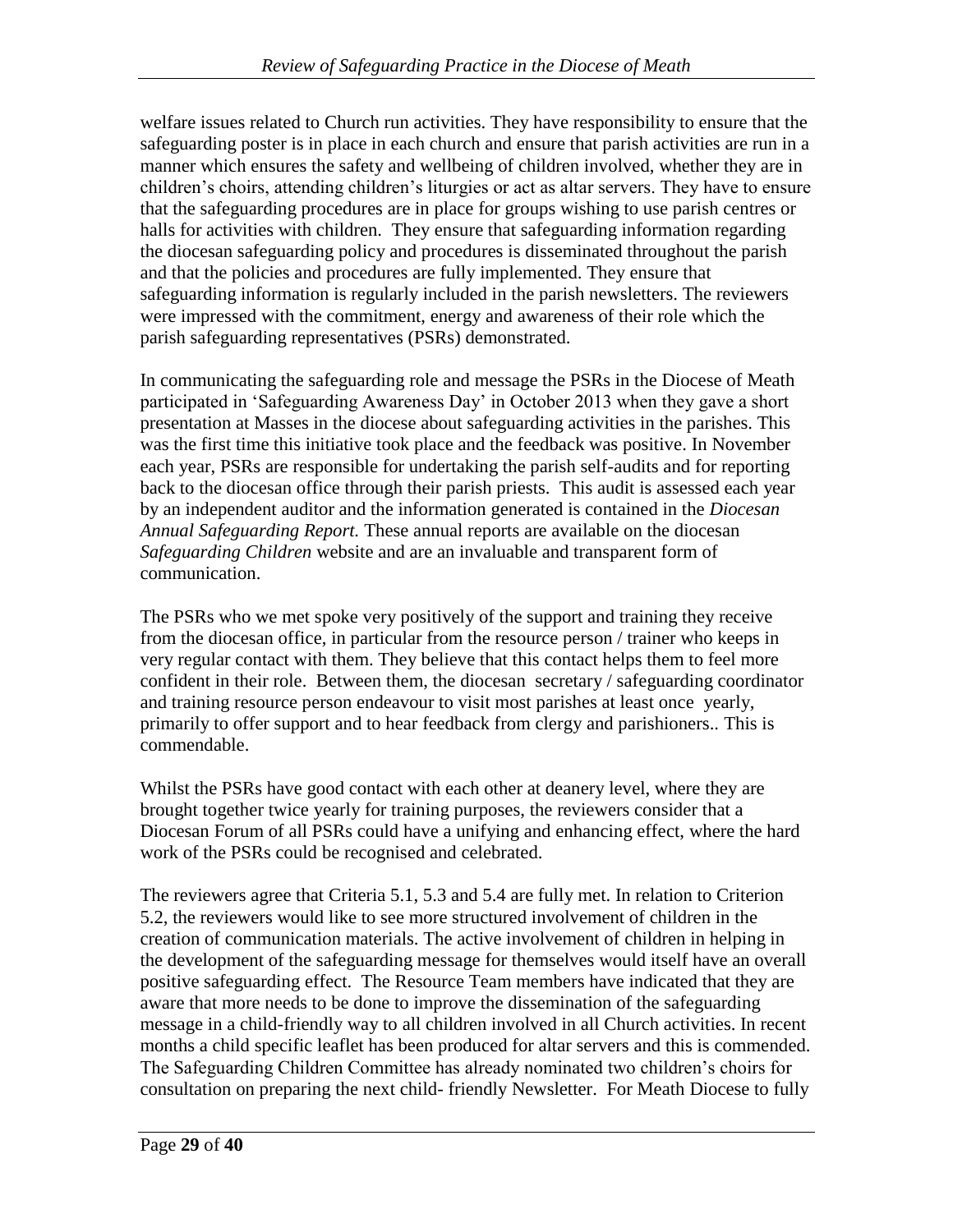welfare issues related to Church run activities. They have responsibility to ensure that the safeguarding poster is in place in each church and ensure that parish activities are run in a manner which ensures the safety and wellbeing of children involved, whether they are in children's choirs, attending children's liturgies or act as altar servers. They have to ensure that the safeguarding procedures are in place for groups wishing to use parish centres or halls for activities with children. They ensure that safeguarding information regarding the diocesan safeguarding policy and procedures is disseminated throughout the parish and that the policies and procedures are fully implemented. They ensure that safeguarding information is regularly included in the parish newsletters. The reviewers were impressed with the commitment, energy and awareness of their role which the parish safeguarding representatives (PSRs) demonstrated.

In communicating the safeguarding role and message the PSRs in the Diocese of Meath participated in 'Safeguarding Awareness Day' in October 2013 when they gave a short presentation at Masses in the diocese about safeguarding activities in the parishes. This was the first time this initiative took place and the feedback was positive. In November each year, PSRs are responsible for undertaking the parish self-audits and for reporting back to the diocesan office through their parish priests. This audit is assessed each year by an independent auditor and the information generated is contained in the *Diocesan Annual Safeguarding Report.* These annual reports are available on the diocesan *Safeguarding Children* website and are an invaluable and transparent form of communication.

The PSRs who we met spoke very positively of the support and training they receive from the diocesan office, in particular from the resource person / trainer who keeps in very regular contact with them. They believe that this contact helps them to feel more confident in their role. Between them, the diocesan secretary / safeguarding coordinator and training resource person endeavour to visit most parishes at least once yearly, primarily to offer support and to hear feedback from clergy and parishioners.. This is commendable.

Whilst the PSRs have good contact with each other at deanery level, where they are brought together twice yearly for training purposes, the reviewers consider that a Diocesan Forum of all PSRs could have a unifying and enhancing effect, where the hard work of the PSRs could be recognised and celebrated.

The reviewers agree that Criteria 5.1, 5.3 and 5.4 are fully met. In relation to Criterion 5.2, the reviewers would like to see more structured involvement of children in the creation of communication materials. The active involvement of children in helping in the development of the safeguarding message for themselves would itself have an overall positive safeguarding effect. The Resource Team members have indicated that they are aware that more needs to be done to improve the dissemination of the safeguarding message in a child-friendly way to all children involved in all Church activities. In recent months a child specific leaflet has been produced for altar servers and this is commended. The Safeguarding Children Committee has already nominated two children's choirs for consultation on preparing the next child- friendly Newsletter. For Meath Diocese to fully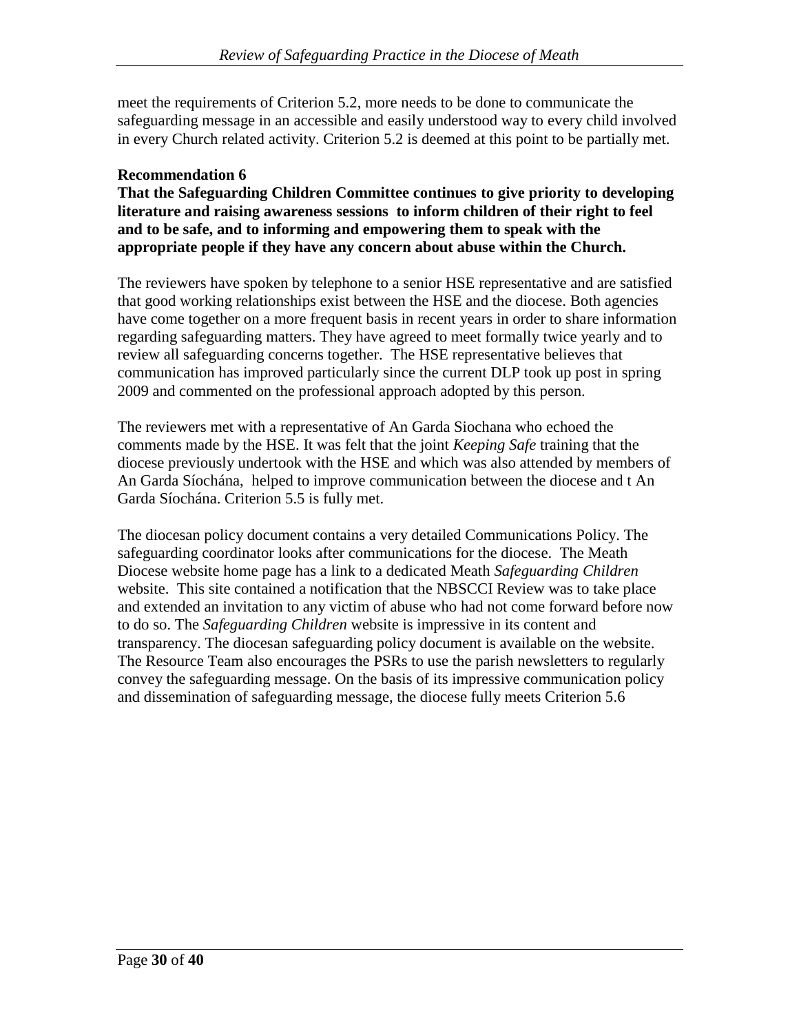meet the requirements of Criterion 5.2, more needs to be done to communicate the safeguarding message in an accessible and easily understood way to every child involved in every Church related activity. Criterion 5.2 is deemed at this point to be partially met.

**Recommendation 6**

**That the Safeguarding Children Committee continues to give priority to developing literature and raising awareness sessions to inform children of their right to feel and to be safe, and to informing and empowering them to speak with the appropriate people if they have any concern about abuse within the Church.**

The reviewers have spoken by telephone to a senior HSE representative and are satisfied that good working relationships exist between the HSE and the diocese. Both agencies have come together on a more frequent basis in recent years in order to share information regarding safeguarding matters. They have agreed to meet formally twice yearly and to review all safeguarding concerns together. The HSE representative believes that communication has improved particularly since the current DLP took up post in spring 2009 and commented on the professional approach adopted by this person.

The reviewers met with a representative of An Garda Siochana who echoed the comments made by the HSE. It was felt that the joint *Keeping Safe* training that the diocese previously undertook with the HSE and which was also attended by members of An Garda Síochána, helped to improve communication between the diocese and t An Garda Síochána. Criterion 5.5 is fully met.

The diocesan policy document contains a very detailed Communications Policy. The safeguarding coordinator looks after communications for the diocese. The Meath Diocese website home page has a link to a dedicated Meath *Safeguarding Children* website. This site contained a notification that the NBSCCI Review was to take place and extended an invitation to any victim of abuse who had not come forward before now to do so. The *Safeguarding Children* website is impressive in its content and transparency. The diocesan safeguarding policy document is available on the website. The Resource Team also encourages the PSRs to use the parish newsletters to regularly convey the safeguarding message. On the basis of its impressive communication policy and dissemination of safeguarding message, the diocese fully meets Criterion 5.6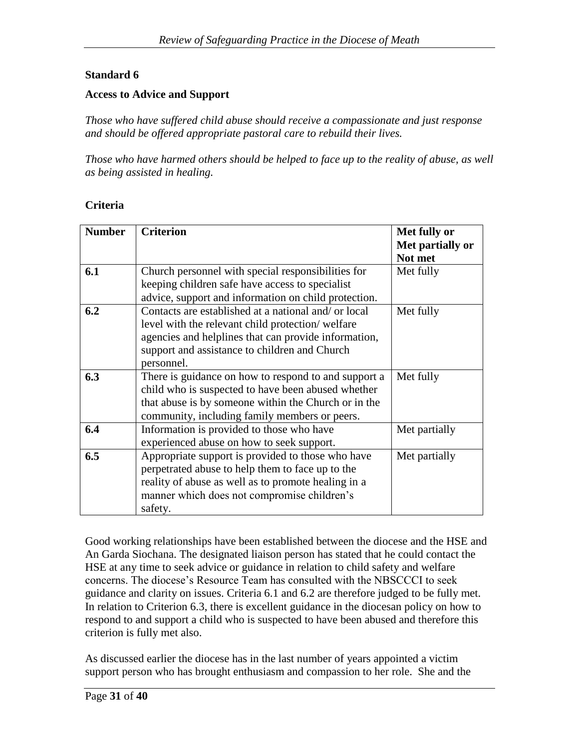**Standard 6**

**Access to Advice and Support**

*Those who have suffered child abuse should receive a compassionate and just response and should be offered appropriate pastoral care to rebuild their lives.*

*Those who have harmed others should be helped to face up to the reality of abuse, as well as being assisted in healing.*

**Criteria**

| Number | Criterion | Met fully or Met partially or Not met |
|---|---|---|
| **6.1** | Church personnel with special responsibilities for keeping children safe have access to specialist advice, support and information on child protection. | Met fully |
| **6.2** | Contacts are established at a national and/ or local level with the relevant child protection/ welfare agencies and helplines that can provide information, support and assistance to children and Church personnel. | Met fully |
| **6.3** | There is guidance on how to respond to and support a child who is suspected to have been abused whether that abuse is by someone within the Church or in the community, including family members or peers. | Met fully |
| **6.4** | Information is provided to those who have experienced abuse on how to seek support. | Met partially |
| **6.5** | Appropriate support is provided to those who have perpetrated abuse to help them to face up to the reality of abuse as well as to promote healing in a manner which does not compromise children's safety. | Met partially |

Good working relationships have been established between the diocese and the HSE and An Garda Siochana. The designated liaison person has stated that he could contact the HSE at any time to seek advice or guidance in relation to child safety and welfare concerns. The diocese's Resource Team has consulted with the NBSCCCI to seek guidance and clarity on issues. Criteria 6.1 and 6.2 are therefore judged to be fully met. In relation to Criterion 6.3, there is excellent guidance in the diocesan policy on how to respond to and support a child who is suspected to have been abused and therefore this criterion is fully met also.

As discussed earlier the diocese has in the last number of years appointed a victim support person who has brought enthusiasm and compassion to her role. She and the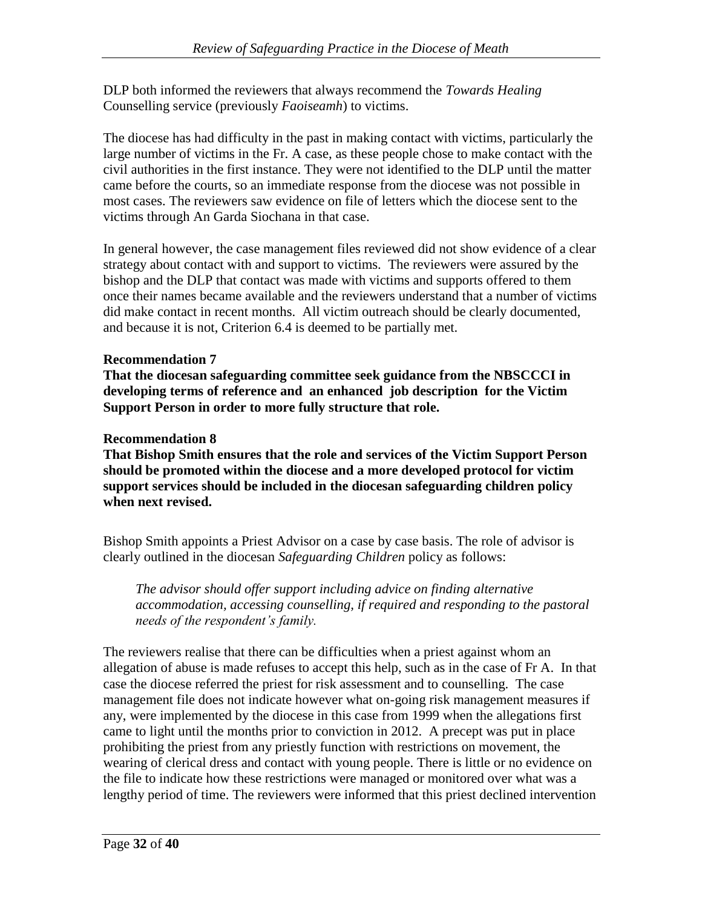DLP both informed the reviewers that always recommend the *Towards Healing* Counselling service (previously *Faoiseamh*) to victims.

The diocese has had difficulty in the past in making contact with victims, particularly the large number of victims in the Fr. A case, as these people chose to make contact with the civil authorities in the first instance. They were not identified to the DLP until the matter came before the courts, so an immediate response from the diocese was not possible in most cases. The reviewers saw evidence on file of letters which the diocese sent to the victims through An Garda Siochana in that case.

In general however, the case management files reviewed did not show evidence of a clear strategy about contact with and support to victims. The reviewers were assured by the bishop and the DLP that contact was made with victims and supports offered to them once their names became available and the reviewers understand that a number of victims did make contact in recent months. All victim outreach should be clearly documented, and because it is not, Criterion 6.4 is deemed to be partially met.

**Recommendation 7**
**That the diocesan safeguarding committee seek guidance from the NBSCCCI in developing terms of reference and an enhanced job description for the Victim Support Person in order to more fully structure that role.**

**Recommendation 8**
**That Bishop Smith ensures that the role and services of the Victim Support Person should be promoted within the diocese and a more developed protocol for victim support services should be included in the diocesan safeguarding children policy when next revised.**

Bishop Smith appoints a Priest Advisor on a case by case basis. The role of advisor is clearly outlined in the diocesan *Safeguarding Children* policy as follows:

> *The advisor should offer support including advice on finding alternative accommodation, accessing counselling, if required and responding to the pastoral needs of the respondent's family.*

The reviewers realise that there can be difficulties when a priest against whom an allegation of abuse is made refuses to accept this help, such as in the case of Fr A. In that case the diocese referred the priest for risk assessment and to counselling. The case management file does not indicate however what on-going risk management measures if any, were implemented by the diocese in this case from 1999 when the allegations first came to light until the months prior to conviction in 2012. A precept was put in place prohibiting the priest from any priestly function with restrictions on movement, the wearing of clerical dress and contact with young people. There is little or no evidence on the file to indicate how these restrictions were managed or monitored over what was a lengthy period of time. The reviewers were informed that this priest declined intervention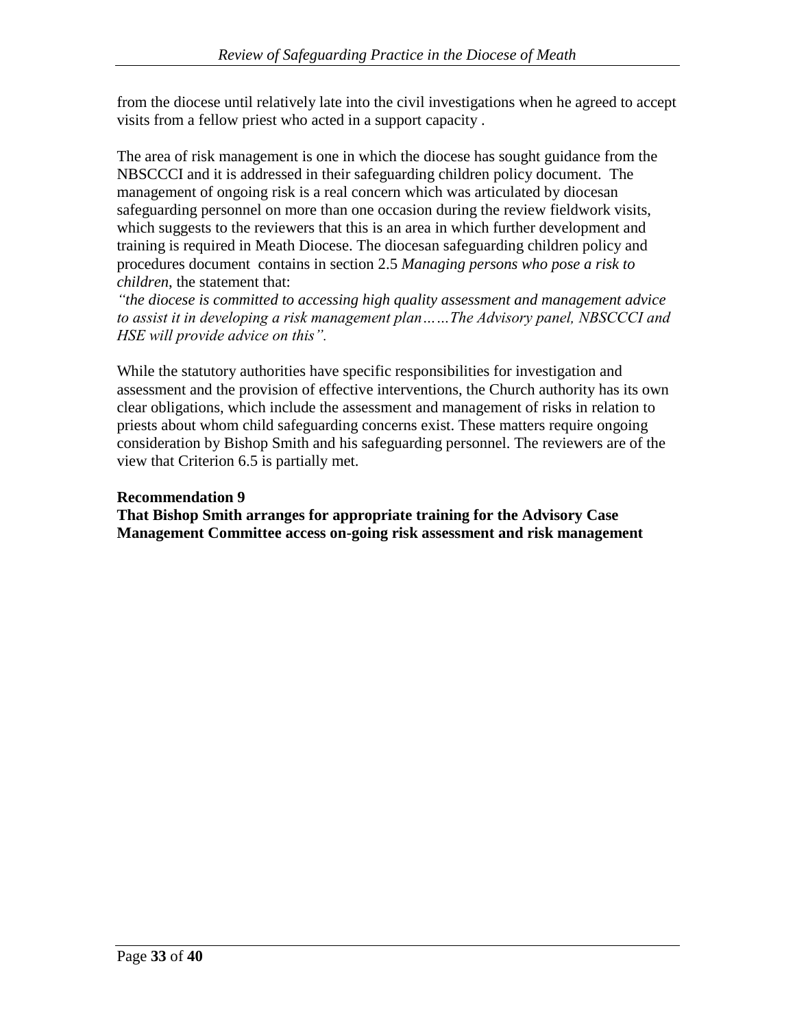from the diocese until relatively late into the civil investigations when he agreed to accept visits from a fellow priest who acted in a support capacity .

The area of risk management is one in which the diocese has sought guidance from the NBSCCCI and it is addressed in their safeguarding children policy document. The management of ongoing risk is a real concern which was articulated by diocesan safeguarding personnel on more than one occasion during the review fieldwork visits, which suggests to the reviewers that this is an area in which further development and training is required in Meath Diocese. The diocesan safeguarding children policy and procedures document contains in section 2.5 *Managing persons who pose a risk to children*, the statement that:
*"the diocese is committed to accessing high quality assessment and management advice to assist it in developing a risk management plan……The Advisory panel, NBSCCCI and HSE will provide advice on this".*

While the statutory authorities have specific responsibilities for investigation and assessment and the provision of effective interventions, the Church authority has its own clear obligations, which include the assessment and management of risks in relation to priests about whom child safeguarding concerns exist. These matters require ongoing consideration by Bishop Smith and his safeguarding personnel. The reviewers are of the view that Criterion 6.5 is partially met.

**Recommendation 9**
**That Bishop Smith arranges for appropriate training for the Advisory Case Management Committee access on-going risk assessment and risk management**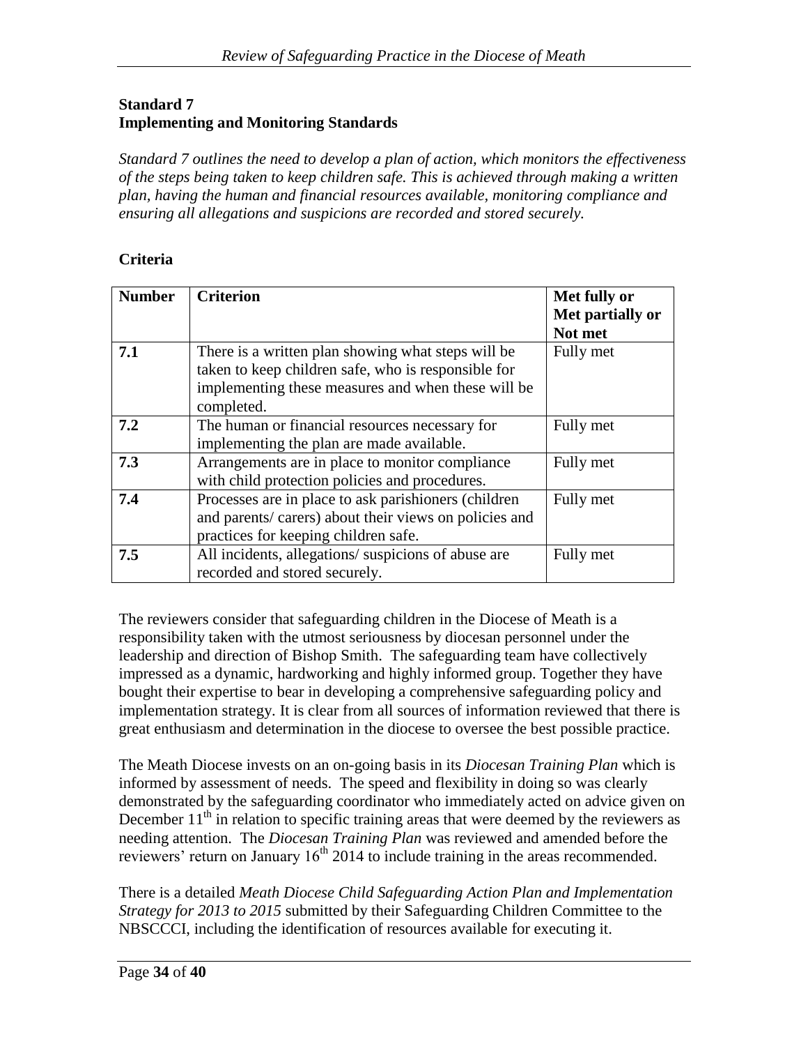**Standard 7**
**Implementing and Monitoring Standards**

*Standard 7 outlines the need to develop a plan of action, which monitors the effectiveness of the steps being taken to keep children safe. This is achieved through making a written plan, having the human and financial resources available, monitoring compliance and ensuring all allegations and suspicions are recorded and stored securely.*

**Criteria**

| Number | Criterion | Met fully or Met partially or Not met |
|---|---|---|
| **7.1** | There is a written plan showing what steps will be taken to keep children safe, who is responsible for implementing these measures and when these will be completed. | Fully met |
| **7.2** | The human or financial resources necessary for implementing the plan are made available. | Fully met |
| **7.3** | Arrangements are in place to monitor compliance with child protection policies and procedures. | Fully met |
| **7.4** | Processes are in place to ask parishioners (children and parents/ carers) about their views on policies and practices for keeping children safe. | Fully met |
| **7.5** | All incidents, allegations/ suspicions of abuse are recorded and stored securely. | Fully met |

The reviewers consider that safeguarding children in the Diocese of Meath is a responsibility taken with the utmost seriousness by diocesan personnel under the leadership and direction of Bishop Smith. The safeguarding team have collectively impressed as a dynamic, hardworking and highly informed group. Together they have bought their expertise to bear in developing a comprehensive safeguarding policy and implementation strategy. It is clear from all sources of information reviewed that there is great enthusiasm and determination in the diocese to oversee the best possible practice.

The Meath Diocese invests on an on-going basis in its *Diocesan Training Plan* which is informed by assessment of needs. The speed and flexibility in doing so was clearly demonstrated by the safeguarding coordinator who immediately acted on advice given on December 11th in relation to specific training areas that were deemed by the reviewers as needing attention. The *Diocesan Training Plan* was reviewed and amended before the reviewers' return on January 16th 2014 to include training in the areas recommended.

There is a detailed *Meath Diocese Child Safeguarding Action Plan and Implementation Strategy for 2013 to 2015* submitted by their Safeguarding Children Committee to the NBSCCCI, including the identification of resources available for executing it.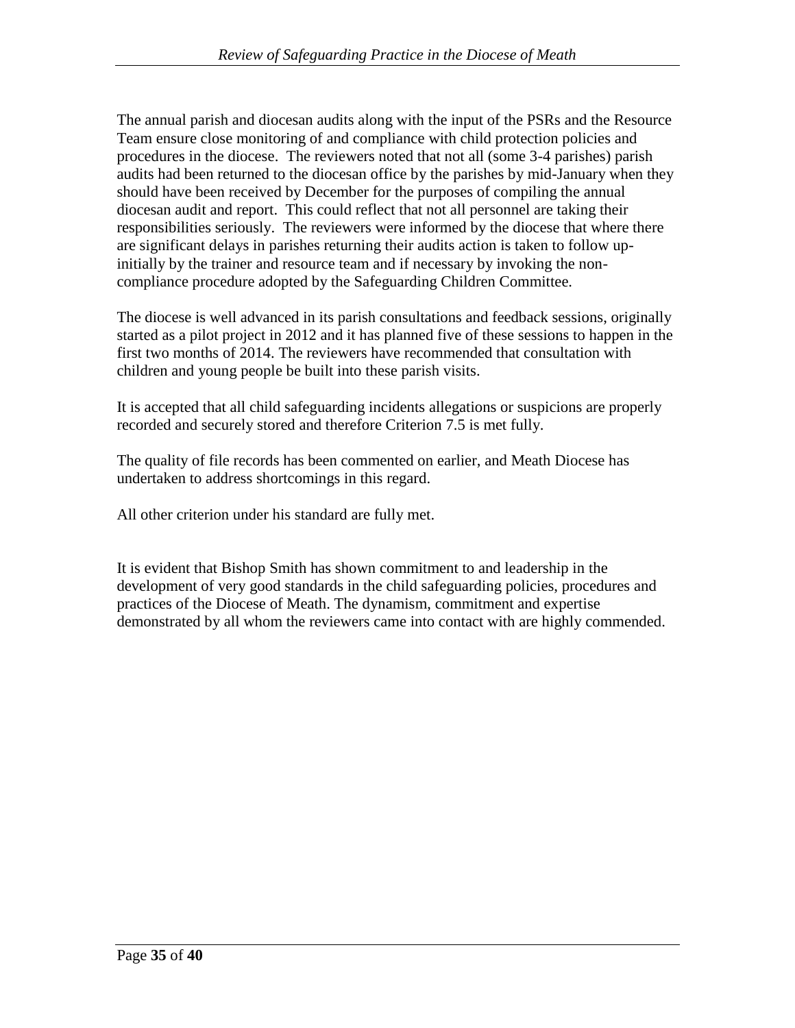The annual parish and diocesan audits along with the input of the PSRs and the Resource Team ensure close monitoring of and compliance with child protection policies and procedures in the diocese. The reviewers noted that not all (some 3-4 parishes) parish audits had been returned to the diocesan office by the parishes by mid-January when they should have been received by December for the purposes of compiling the annual diocesan audit and report. This could reflect that not all personnel are taking their responsibilities seriously. The reviewers were informed by the diocese that where there are significant delays in parishes returning their audits action is taken to follow up-initially by the trainer and resource team and if necessary by invoking the non-compliance procedure adopted by the Safeguarding Children Committee.

The diocese is well advanced in its parish consultations and feedback sessions, originally started as a pilot project in 2012 and it has planned five of these sessions to happen in the first two months of 2014. The reviewers have recommended that consultation with children and young people be built into these parish visits.

It is accepted that all child safeguarding incidents allegations or suspicions are properly recorded and securely stored and therefore Criterion 7.5 is met fully.

The quality of file records has been commented on earlier, and Meath Diocese has undertaken to address shortcomings in this regard.

All other criterion under his standard are fully met.

It is evident that Bishop Smith has shown commitment to and leadership in the development of very good standards in the child safeguarding policies, procedures and practices of the Diocese of Meath. The dynamism, commitment and expertise demonstrated by all whom the reviewers came into contact with are highly commended.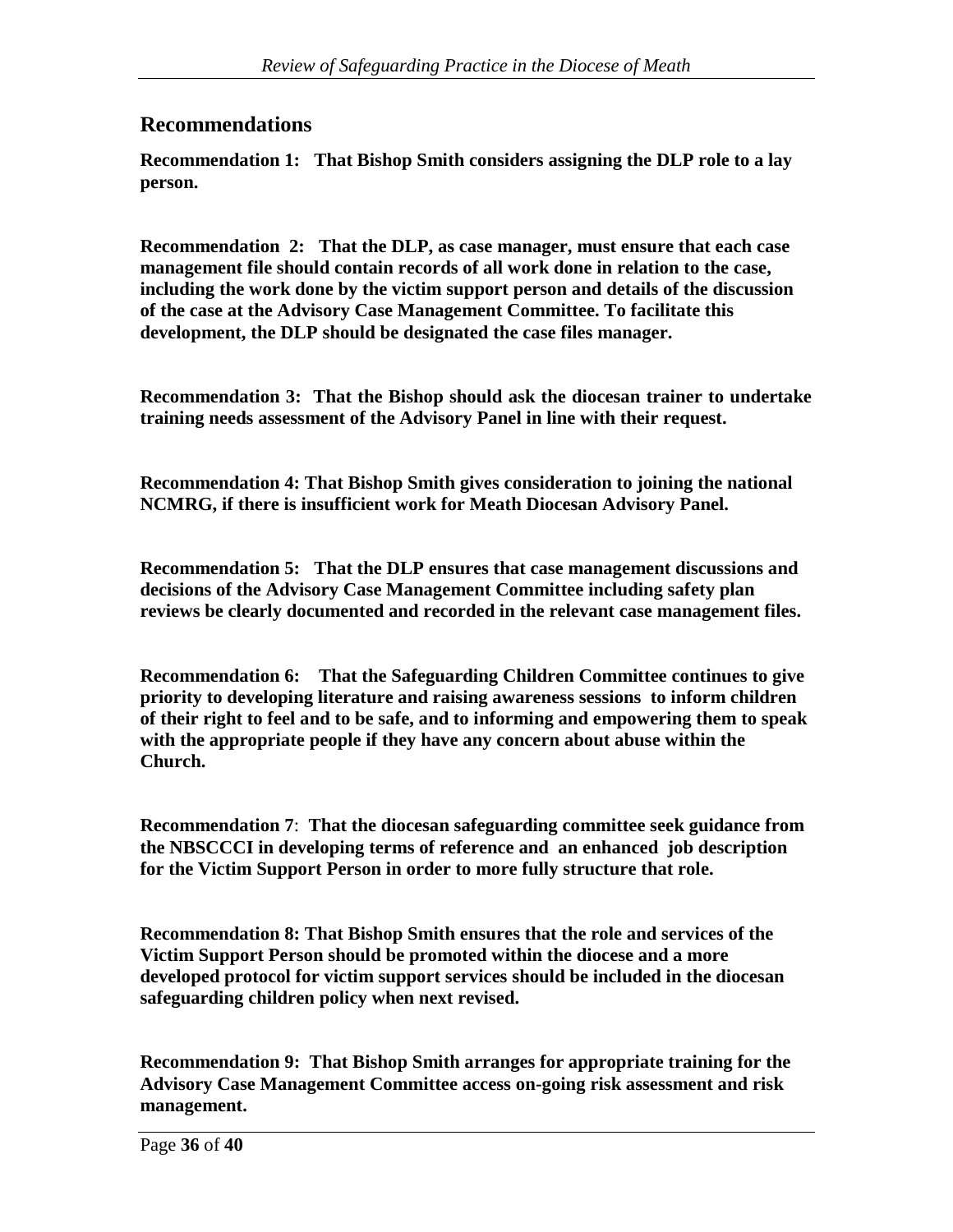## Recommendations

**Recommendation 1: That Bishop Smith considers assigning the DLP role to a lay person.**

**Recommendation 2: That the DLP, as case manager, must ensure that each case management file should contain records of all work done in relation to the case, including the work done by the victim support person and details of the discussion of the case at the Advisory Case Management Committee. To facilitate this development, the DLP should be designated the case files manager.**

**Recommendation 3: That the Bishop should ask the diocesan trainer to undertake training needs assessment of the Advisory Panel in line with their request.**

**Recommendation 4: That Bishop Smith gives consideration to joining the national NCMRG, if there is insufficient work for Meath Diocesan Advisory Panel.**

**Recommendation 5: That the DLP ensures that case management discussions and decisions of the Advisory Case Management Committee including safety plan reviews be clearly documented and recorded in the relevant case management files.**

**Recommendation 6: That the Safeguarding Children Committee continues to give priority to developing literature and raising awareness sessions to inform children of their right to feel and to be safe, and to informing and empowering them to speak with the appropriate people if they have any concern about abuse within the Church.**

**Recommendation 7: That the diocesan safeguarding committee seek guidance from the NBSCCCI in developing terms of reference and an enhanced job description for the Victim Support Person in order to more fully structure that role.**

**Recommendation 8: That Bishop Smith ensures that the role and services of the Victim Support Person should be promoted within the diocese and a more developed protocol for victim support services should be included in the diocesan safeguarding children policy when next revised.**

**Recommendation 9: That Bishop Smith arranges for appropriate training for the Advisory Case Management Committee access on-going risk assessment and risk management.**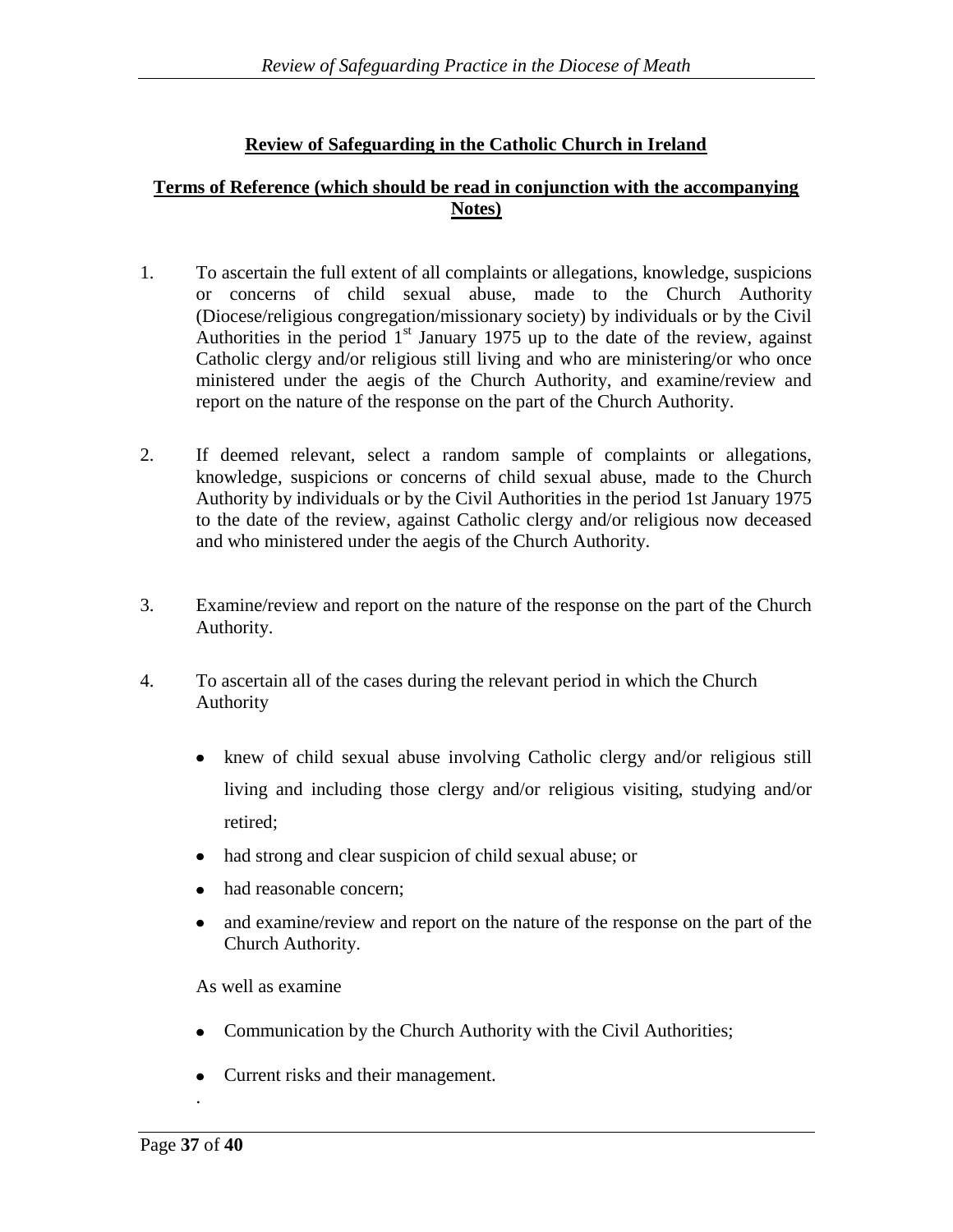## Review of Safeguarding in the Catholic Church in Ireland

### Terms of Reference (which should be read in conjunction with the accompanying Notes)

1. To ascertain the full extent of all complaints or allegations, knowledge, suspicions or concerns of child sexual abuse, made to the Church Authority (Diocese/religious congregation/missionary society) by individuals or by the Civil Authorities in the period 1st January 1975 up to the date of the review, against Catholic clergy and/or religious still living and who are ministering/or who once ministered under the aegis of the Church Authority, and examine/review and report on the nature of the response on the part of the Church Authority.

2. If deemed relevant, select a random sample of complaints or allegations, knowledge, suspicions or concerns of child sexual abuse, made to the Church Authority by individuals or by the Civil Authorities in the period 1st January 1975 to the date of the review, against Catholic clergy and/or religious now deceased and who ministered under the aegis of the Church Authority.

3. Examine/review and report on the nature of the response on the part of the Church Authority.

4. To ascertain all of the cases during the relevant period in which the Church Authority

   - knew of child sexual abuse involving Catholic clergy and/or religious still living and including those clergy and/or religious visiting, studying and/or retired;
   - had strong and clear suspicion of child sexual abuse; or
   - had reasonable concern;
   - and examine/review and report on the nature of the response on the part of the Church Authority.

   As well as examine

   - Communication by the Church Authority with the Civil Authorities;
   - Current risks and their management.

.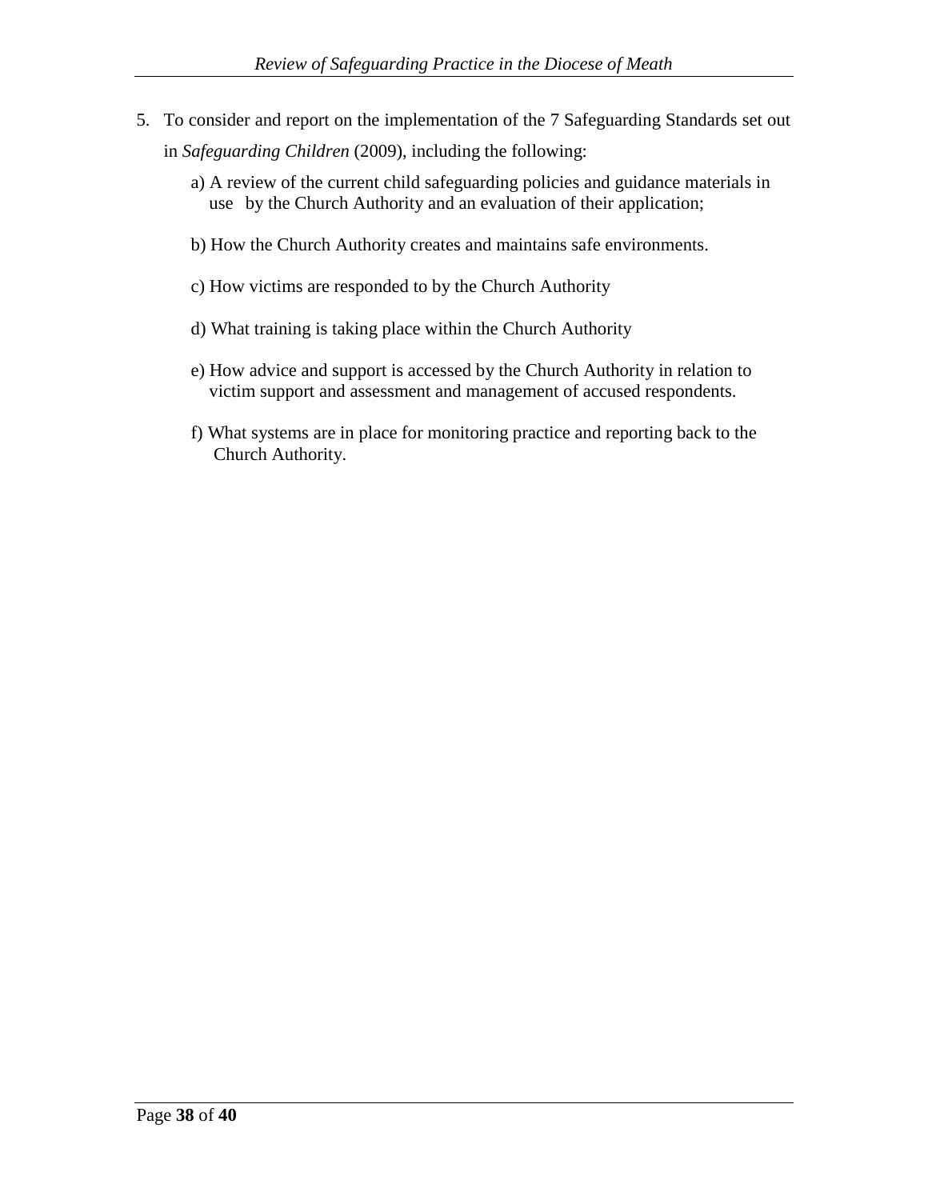5. To consider and report on the implementation of the 7 Safeguarding Standards set out in *Safeguarding Children* (2009), including the following:

   a) A review of the current child safeguarding policies and guidance materials in use by the Church Authority and an evaluation of their application;

   b) How the Church Authority creates and maintains safe environments.

   c) How victims are responded to by the Church Authority

   d) What training is taking place within the Church Authority

   e) How advice and support is accessed by the Church Authority in relation to victim support and assessment and management of accused respondents.

   f) What systems are in place for monitoring practice and reporting back to the Church Authority.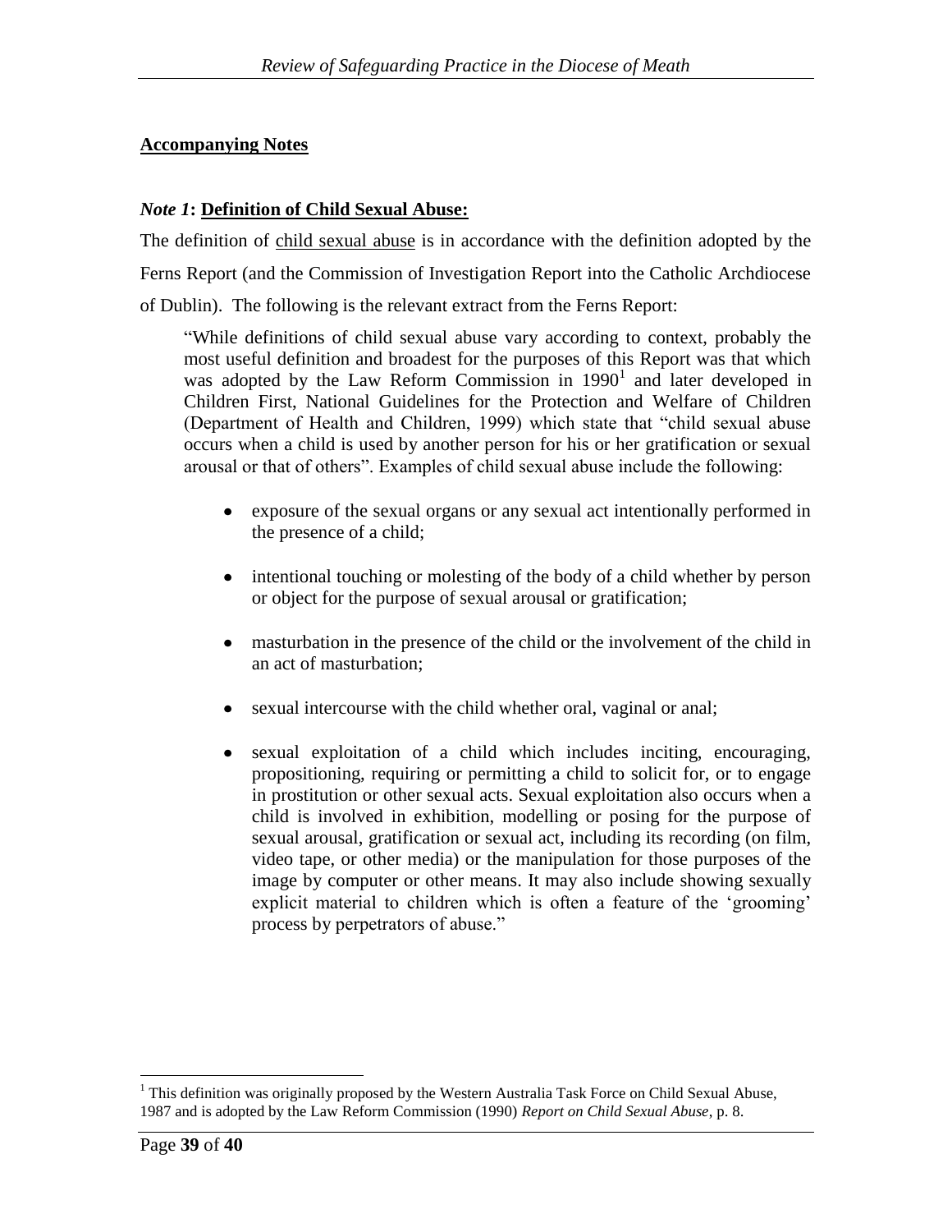**Accompanying Notes**

***Note 1*: Definition of Child Sexual Abuse:**

The definition of child sexual abuse is in accordance with the definition adopted by the Ferns Report (and the Commission of Investigation Report into the Catholic Archdiocese of Dublin). The following is the relevant extract from the Ferns Report:

> "While definitions of child sexual abuse vary according to context, probably the most useful definition and broadest for the purposes of this Report was that which was adopted by the Law Reform Commission in 1990[1] and later developed in Children First, National Guidelines for the Protection and Welfare of Children (Department of Health and Children, 1999) which state that "child sexual abuse occurs when a child is used by another person for his or her gratification or sexual arousal or that of others". Examples of child sexual abuse include the following:
>
> - exposure of the sexual organs or any sexual act intentionally performed in the presence of a child;
> - intentional touching or molesting of the body of a child whether by person or object for the purpose of sexual arousal or gratification;
> - masturbation in the presence of the child or the involvement of the child in an act of masturbation;
> - sexual intercourse with the child whether oral, vaginal or anal;
> - sexual exploitation of a child which includes inciting, encouraging, propositioning, requiring or permitting a child to solicit for, or to engage in prostitution or other sexual acts. Sexual exploitation also occurs when a child is involved in exhibition, modelling or posing for the purpose of sexual arousal, gratification or sexual act, including its recording (on film, video tape, or other media) or the manipulation for those purposes of the image by computer or other means. It may also include showing sexually explicit material to children which is often a feature of the 'grooming' process by perpetrators of abuse."

[1] This definition was originally proposed by the Western Australia Task Force on Child Sexual Abuse, 1987 and is adopted by the Law Reform Commission (1990) *Report on Child Sexual Abuse*, p. 8.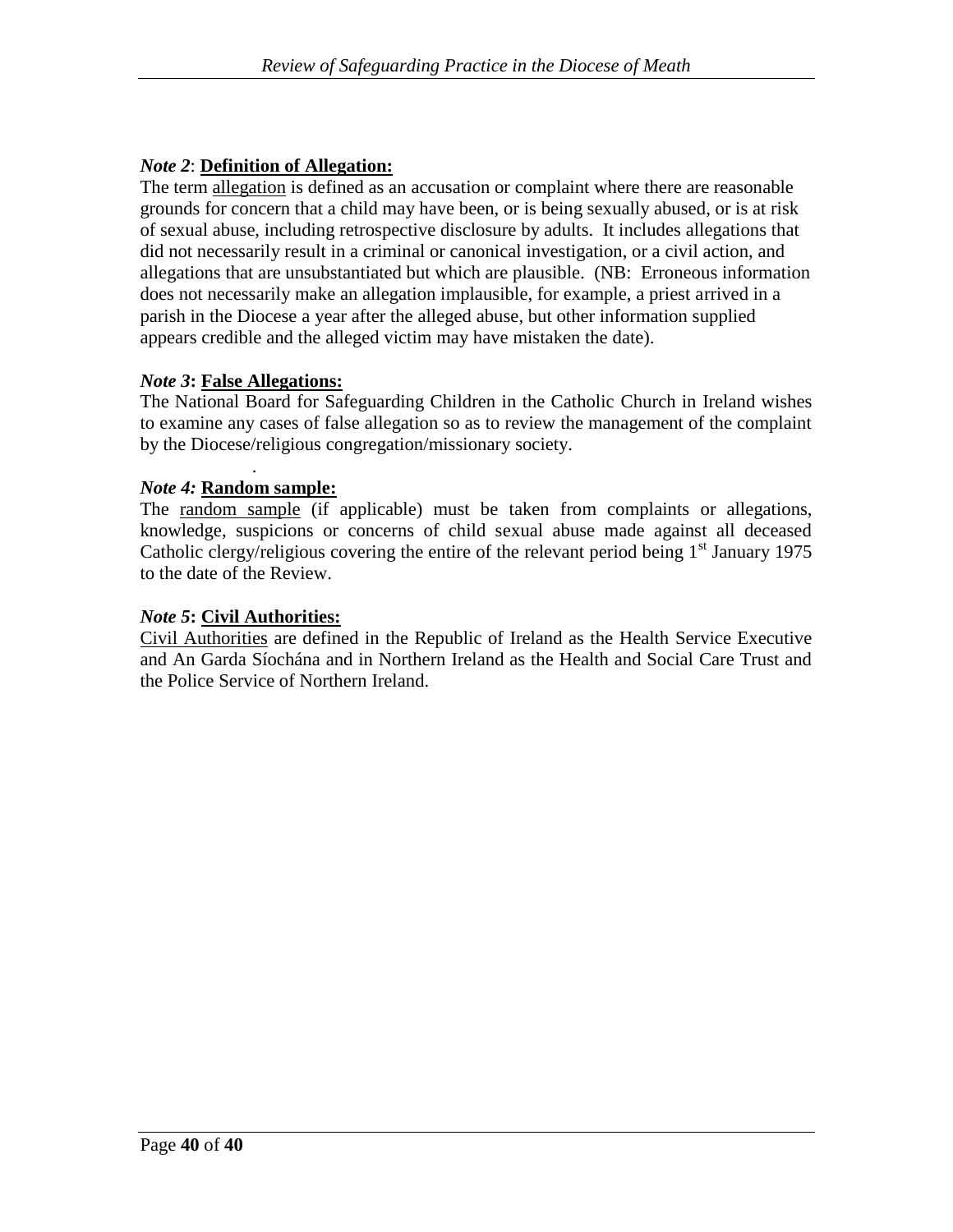*Note 2*: **Definition of Allegation:**

The term allegation is defined as an accusation or complaint where there are reasonable grounds for concern that a child may have been, or is being sexually abused, or is at risk of sexual abuse, including retrospective disclosure by adults. It includes allegations that did not necessarily result in a criminal or canonical investigation, or a civil action, and allegations that are unsubstantiated but which are plausible. (NB: Erroneous information does not necessarily make an allegation implausible, for example, a priest arrived in a parish in the Diocese a year after the alleged abuse, but other information supplied appears credible and the alleged victim may have mistaken the date).

*Note 3*: **False Allegations:**

The National Board for Safeguarding Children in the Catholic Church in Ireland wishes to examine any cases of false allegation so as to review the management of the complaint by the Diocese/religious congregation/missionary society.

*Note 4:* **Random sample:**

The random sample (if applicable) must be taken from complaints or allegations, knowledge, suspicions or concerns of child sexual abuse made against all deceased Catholic clergy/religious covering the entire of the relevant period being 1st January 1975 to the date of the Review.

*Note 5*: **Civil Authorities:**

Civil Authorities are defined in the Republic of Ireland as the Health Service Executive and An Garda Síochána and in Northern Ireland as the Health and Social Care Trust and the Police Service of Northern Ireland.